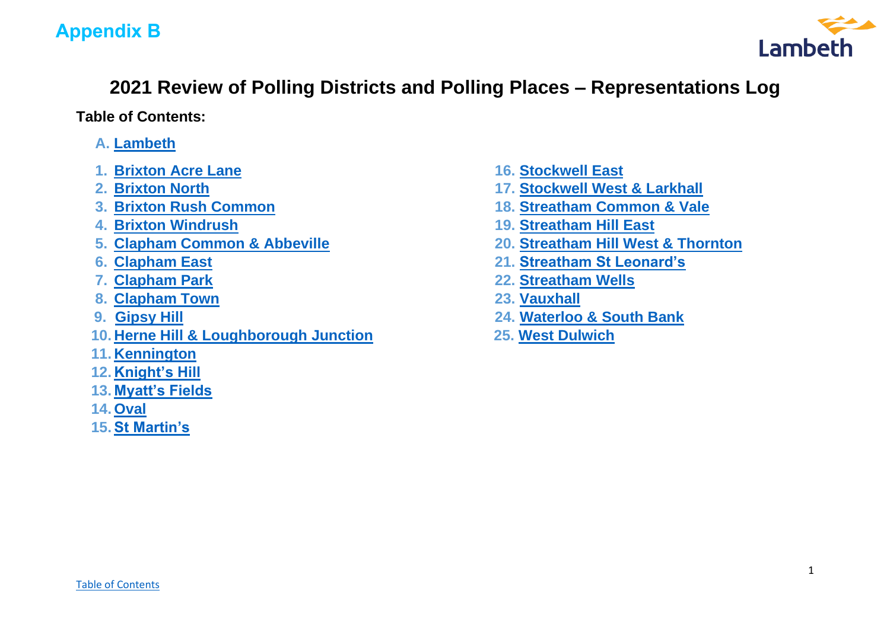Appendix B

# 2021 Review of Polling Districts and Polling Places – Representations Log

**Table of Contents:**

A. Lambeth

1. Brixton Acre Lane
2. Brixton North
3. Brixton Rush Common
4. Brixton Windrush
5. Clapham Common & Abbeville
6. Clapham East
7. Clapham Park
8. Clapham Town
9. Gipsy Hill
10. Herne Hill & Loughborough Junction
11. Kennington
12. Knight's Hill
13. Myatt's Fields
14. Oval
15. St Martin's
16. Stockwell East
17. Stockwell West & Larkhall
18. Streatham Common & Vale
19. Streatham Hill East
20. Streatham Hill West & Thornton
21. Streatham St Leonard's
22. Streatham Wells
23. Vauxhall
24. Waterloo & South Bank
25. West Dulwich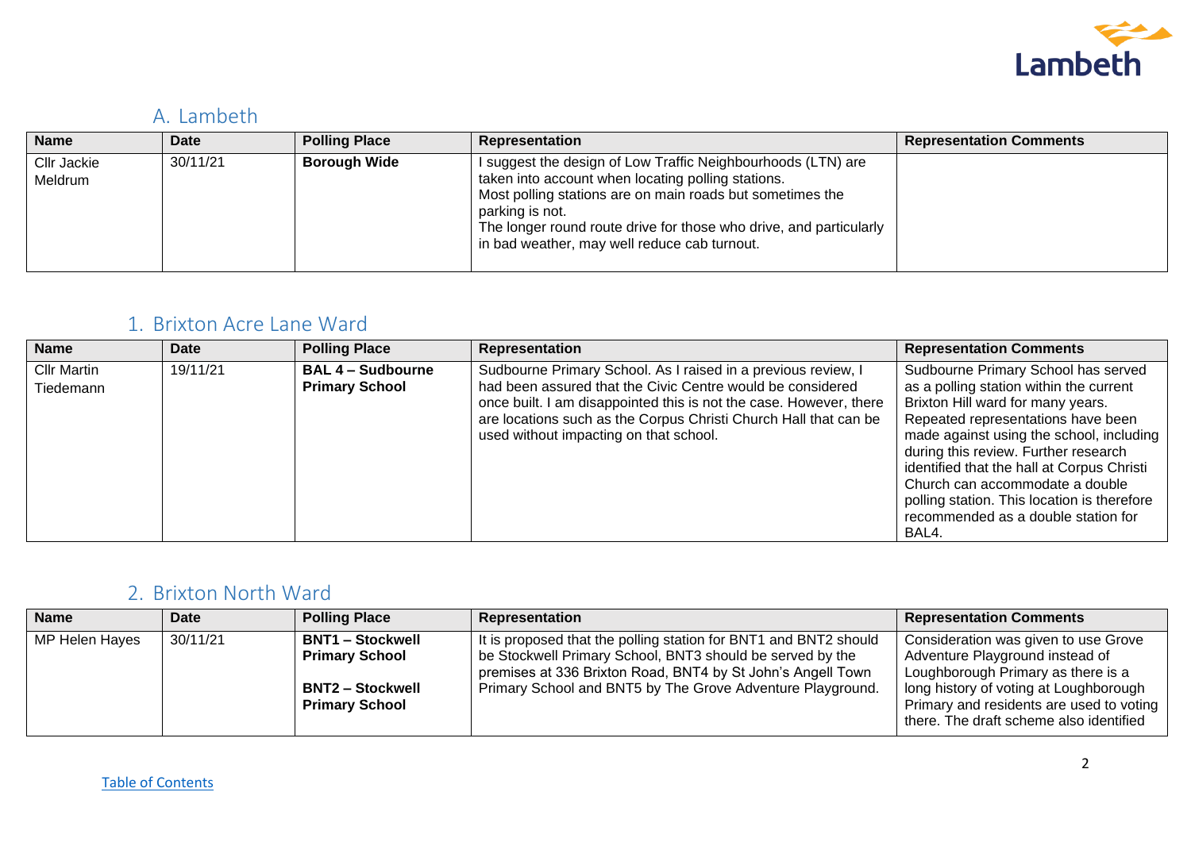## A. Lambeth

| Name | Date | Polling Place | Representation | Representation Comments |
|---|---|---|---|---|
| Cllr Jackie Meldrum | 30/11/21 | **Borough Wide** | I suggest the design of Low Traffic Neighbourhoods (LTN) are taken into account when locating polling stations. Most polling stations are on main roads but sometimes the parking is not. The longer round route drive for those who drive, and particularly in bad weather, may well reduce cab turnout. | |

## 1. Brixton Acre Lane Ward

| Name | Date | Polling Place | Representation | Representation Comments |
|---|---|---|---|---|
| Cllr Martin Tiedemann | 19/11/21 | **BAL 4 – Sudbourne Primary School** | Sudbourne Primary School. As I raised in a previous review, I had been assured that the Civic Centre would be considered once built. I am disappointed this is not the case. However, there are locations such as the Corpus Christi Church Hall that can be used without impacting on that school. | Sudbourne Primary School has served as a polling station within the current Brixton Hill ward for many years. Repeated representations have been made against using the school, including during this review. Further research identified that the hall at Corpus Christi Church can accommodate a double polling station. This location is therefore recommended as a double station for BAL4. |

## 2. Brixton North Ward

| Name | Date | Polling Place | Representation | Representation Comments |
|---|---|---|---|---|
| MP Helen Hayes | 30/11/21 | **BNT1 – Stockwell Primary School**<br><br>**BNT2 – Stockwell Primary School** | It is proposed that the polling station for BNT1 and BNT2 should be Stockwell Primary School, BNT3 should be served by the premises at 336 Brixton Road, BNT4 by St John's Angell Town Primary School and BNT5 by The Grove Adventure Playground. | Consideration was given to use Grove Adventure Playground instead of Loughborough Primary as there is a long history of voting at Loughborough Primary and residents are used to voting there. The draft scheme also identified |

Table of Contents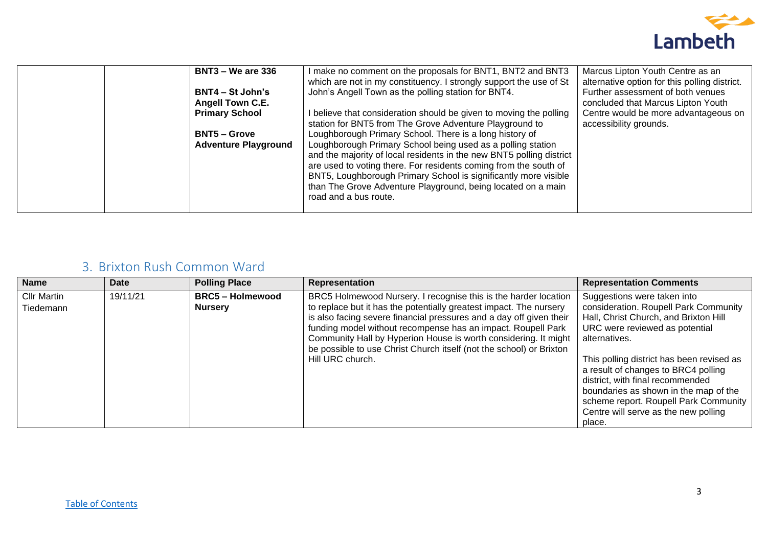| | | Polling Place | Representation | Representation Comments |
|---|---|---|---|---|
| | | **BNT3 – We are 336**<br><br>**BNT4 – St John's Angell Town C.E. Primary School**<br><br>**BNT5 – Grove Adventure Playground** | I make no comment on the proposals for BNT1, BNT2 and BNT3 which are not in my constituency. I strongly support the use of St John's Angell Town as the polling station for BNT4.<br><br>I believe that consideration should be given to moving the polling station for BNT5 from The Grove Adventure Playground to Loughborough Primary School. There is a long history of Loughborough Primary School being used as a polling station and the majority of local residents in the new BNT5 polling district are used to voting there. For residents coming from the south of BNT5, Loughborough Primary School is significantly more visible than The Grove Adventure Playground, being located on a main road and a bus route. | Marcus Lipton Youth Centre as an alternative option for this polling district. Further assessment of both venues concluded that Marcus Lipton Youth Centre would be more advantageous on accessibility grounds. |

## 3. Brixton Rush Common Ward

| Name | Date | Polling Place | Representation | Representation Comments |
|---|---|---|---|---|
| Cllr Martin Tiedemann | 19/11/21 | **BRC5 – Holmewood Nursery** | BRC5 Holmewood Nursery. I recognise this is the harder location to replace but it has the potentially greatest impact. The nursery is also facing severe financial pressures and a day off given their funding model without recompense has an impact. Roupell Park Community Hall by Hyperion House is worth considering. It might be possible to use Christ Church itself (not the school) or Brixton Hill URC church. | Suggestions were taken into consideration. Roupell Park Community Hall, Christ Church, and Brixton Hill URC were reviewed as potential alternatives.<br><br>This polling district has been revised as a result of changes to BRC4 polling district, with final recommended boundaries as shown in the map of the scheme report. Roupell Park Community Centre will serve as the new polling place. |

Table of Contents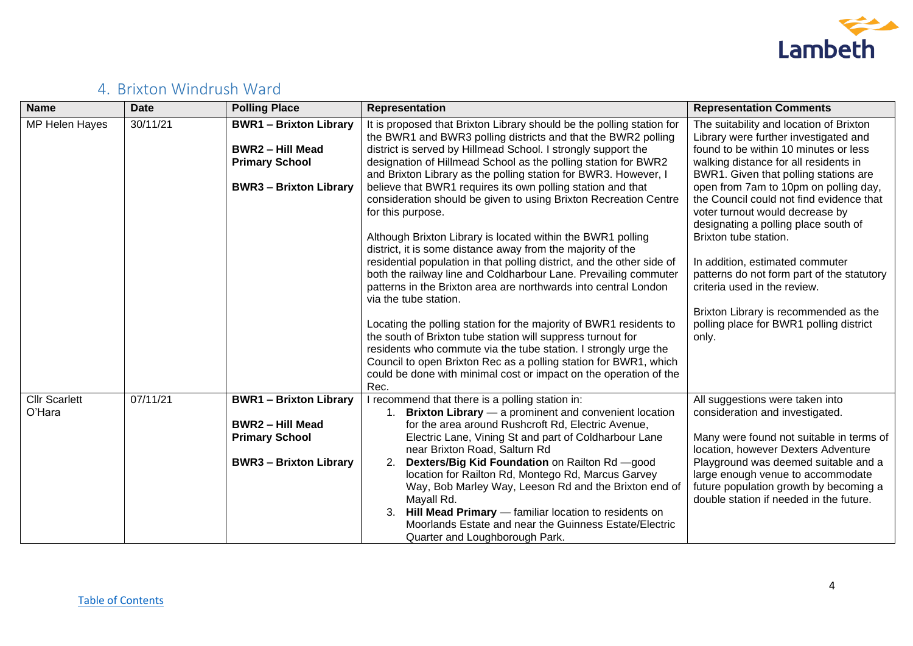## 4. Brixton Windrush Ward

| Name | Date | Polling Place | Representation | Representation Comments |
|---|---|---|---|---|
| MP Helen Hayes | 30/11/21 | **BWR1 – Brixton Library**<br><br>**BWR2 – Hill Mead Primary School**<br><br>**BWR3 – Brixton Library** | It is proposed that Brixton Library should be the polling station for the BWR1 and BWR3 polling districts and that the BWR2 polling district is served by Hillmead School. I strongly support the designation of Hillmead School as the polling station for BWR2 and Brixton Library as the polling station for BWR3. However, I believe that BWR1 requires its own polling station and that consideration should be given to using Brixton Recreation Centre for this purpose.<br><br>Although Brixton Library is located within the BWR1 polling district, it is some distance away from the majority of the residential population in that polling district, and the other side of both the railway line and Coldharbour Lane. Prevailing commuter patterns in the Brixton area are northwards into central London via the tube station.<br><br>Locating the polling station for the majority of BWR1 residents to the south of Brixton tube station will suppress turnout for residents who commute via the tube station. I strongly urge the Council to open Brixton Rec as a polling station for BWR1, which could be done with minimal cost or impact on the operation of the Rec. | The suitability and location of Brixton Library were further investigated and found to be within 10 minutes or less walking distance for all residents in BWR1. Given that polling stations are open from 7am to 10pm on polling day, the Council could not find evidence that voter turnout would decrease by designating a polling place south of Brixton tube station.<br><br>In addition, estimated commuter patterns do not form part of the statutory criteria used in the review.<br><br>Brixton Library is recommended as the polling place for BWR1 polling district only. |
| Cllr Scarlett O'Hara | 07/11/21 | **BWR1 – Brixton Library**<br><br>**BWR2 – Hill Mead Primary School**<br><br>**BWR3 – Brixton Library** | I recommend that there is a polling station in:<br>1. **Brixton Library** — a prominent and convenient location for the area around Rushcroft Rd, Electric Avenue, Electric Lane, Vining St and part of Coldharbour Lane near Brixton Road, Salturn Rd<br>2. **Dexters/Big Kid Foundation** on Railton Rd —good location for Railton Rd, Montego Rd, Marcus Garvey Way, Bob Marley Way, Leeson Rd and the Brixton end of Mayall Rd.<br>3. **Hill Mead Primary** — familiar location to residents on Moorlands Estate and near the Guinness Estate/Electric Quarter and Loughborough Park. | All suggestions were taken into consideration and investigated.<br><br>Many were found not suitable in terms of location, however Dexters Adventure Playground was deemed suitable and a large enough venue to accommodate future population growth by becoming a double station if needed in the future. |

Table of Contents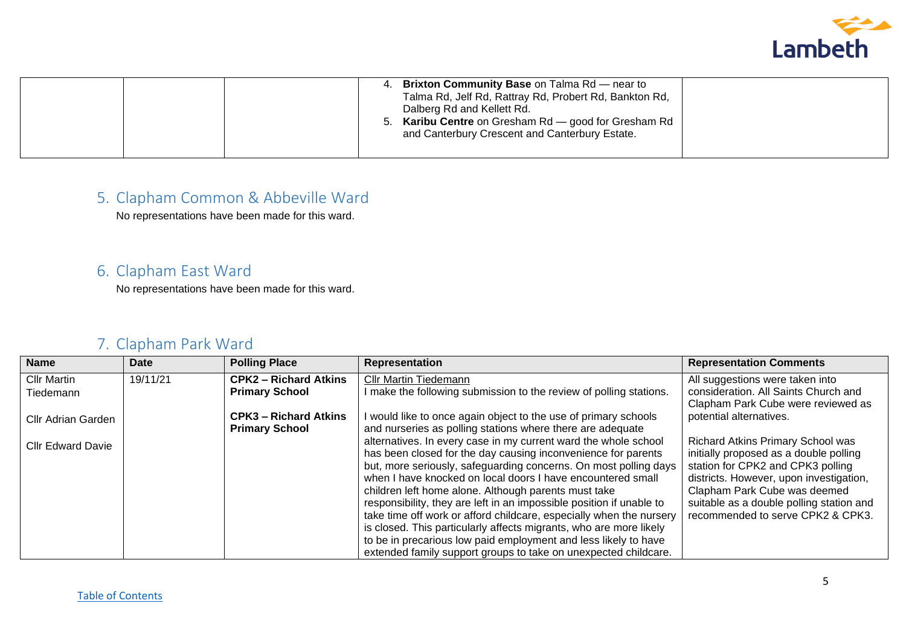| | | | | |
|---|---|---|---|---|
| | | | 4. **Brixton Community Base** on Talma Rd — near to Talma Rd, Jelf Rd, Rattray Rd, Probert Rd, Bankton Rd, Dalberg Rd and Kellett Rd.<br>5. **Karibu Centre** on Gresham Rd — good for Gresham Rd and Canterbury Crescent and Canterbury Estate. | |

## 5. Clapham Common & Abbeville Ward

No representations have been made for this ward.

## 6. Clapham East Ward

No representations have been made for this ward.

## 7. Clapham Park Ward

| Name | Date | Polling Place | Representation | Representation Comments |
|---|---|---|---|---|
| Cllr Martin Tiedemann<br><br>Cllr Adrian Garden<br><br>Cllr Edward Davie | 19/11/21 | **CPK2 – Richard Atkins Primary School**<br><br>**CPK3 – Richard Atkins Primary School** | Cllr Martin Tiedemann<br>I make the following submission to the review of polling stations.<br><br>I would like to once again object to the use of primary schools and nurseries as polling stations where there are adequate alternatives. In every case in my current ward the whole school has been closed for the day causing inconvenience for parents but, more seriously, safeguarding concerns. On most polling days when I have knocked on local doors I have encountered small children left home alone. Although parents must take responsibility, they are left in an impossible position if unable to take time off work or afford childcare, especially when the nursery is closed. This particularly affects migrants, who are more likely to be in precarious low paid employment and less likely to have extended family support groups to take on unexpected childcare. | All suggestions were taken into consideration. All Saints Church and Clapham Park Cube were reviewed as potential alternatives.<br><br>Richard Atkins Primary School was initially proposed as a double polling station for CPK2 and CPK3 polling districts. However, upon investigation, Clapham Park Cube was deemed suitable as a double polling station and recommended to serve CPK2 & CPK3. |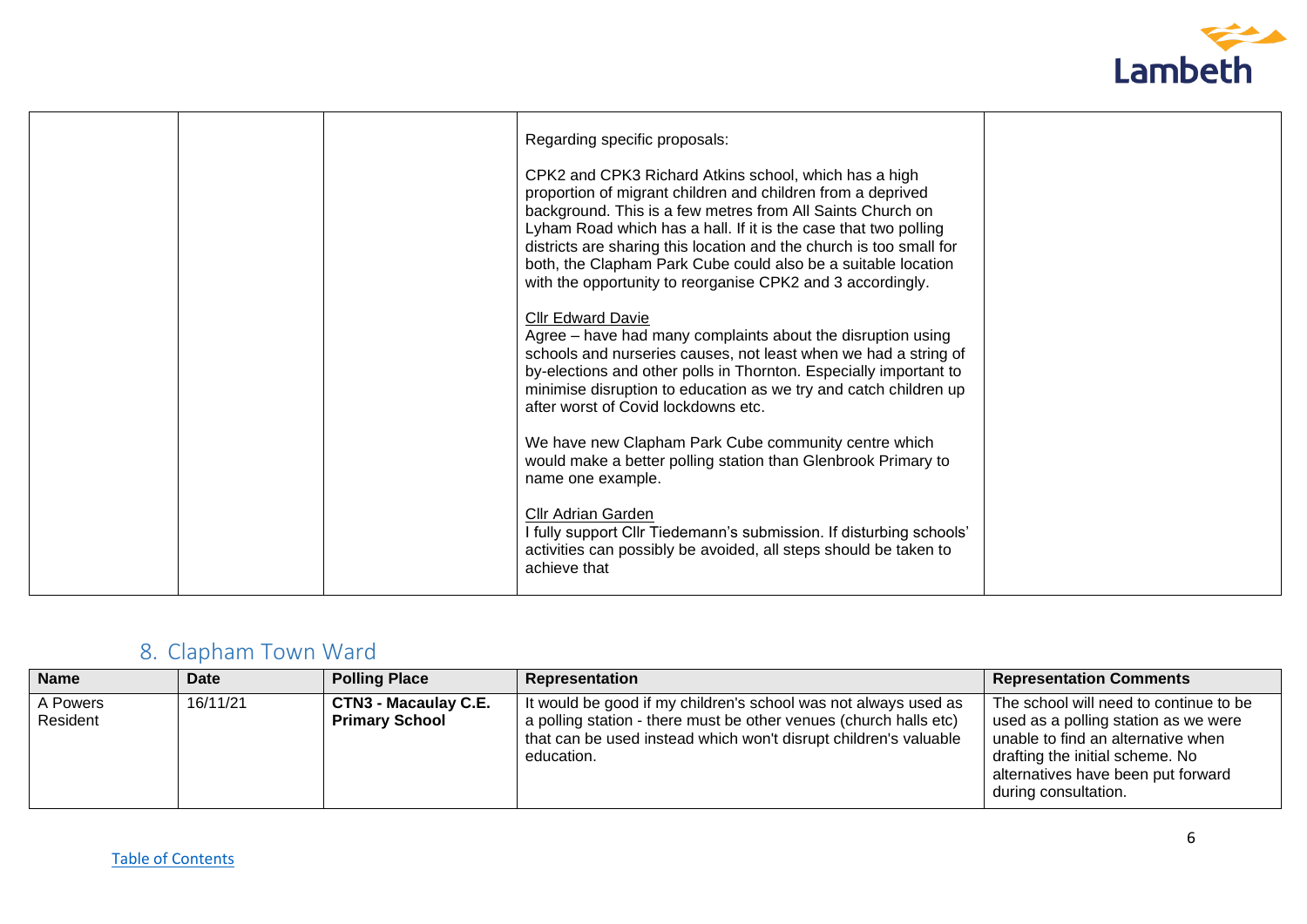| | | | | |
|---|---|---|---|---|
| | | | Regarding specific proposals:<br><br>CPK2 and CPK3 Richard Atkins school, which has a high proportion of migrant children and children from a deprived background. This is a few metres from All Saints Church on Lyham Road which has a hall. If it is the case that two polling districts are sharing this location and the church is too small for both, the Clapham Park Cube could also be a suitable location with the opportunity to reorganise CPK2 and 3 accordingly.<br><br>Cllr Edward Davie<br>Agree – have had many complaints about the disruption using schools and nurseries causes, not least when we had a string of by-elections and other polls in Thornton. Especially important to minimise disruption to education as we try and catch children up after worst of Covid lockdowns etc.<br><br>We have new Clapham Park Cube community centre which would make a better polling station than Glenbrook Primary to name one example.<br><br>Cllr Adrian Garden<br>I fully support Cllr Tiedemann's submission. If disturbing schools' activities can possibly be avoided, all steps should be taken to achieve that | |

## 8. Clapham Town Ward

| Name | Date | Polling Place | Representation | Representation Comments |
|---|---|---|---|---|
| A Powers<br>Resident | 16/11/21 | **CTN3 - Macaulay C.E. Primary School** | It would be good if my children's school was not always used as a polling station - there must be other venues (church halls etc) that can be used instead which won't disrupt children's valuable education. | The school will need to continue to be used as a polling station as we were unable to find an alternative when drafting the initial scheme. No alternatives have been put forward during consultation. |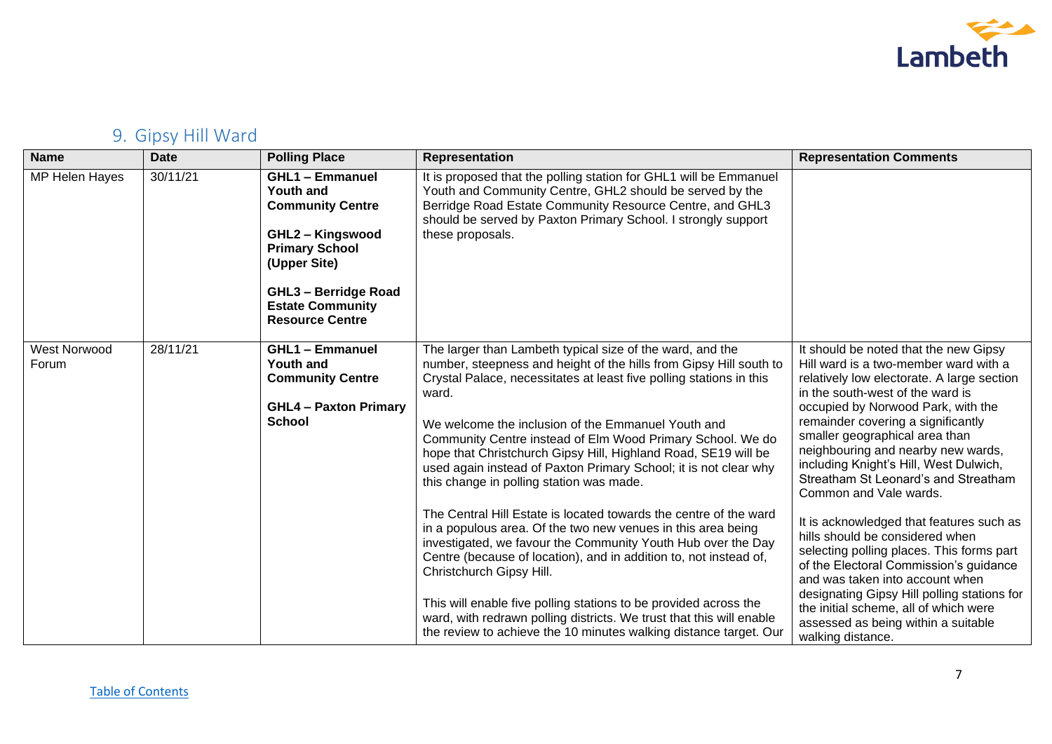## 9. Gipsy Hill Ward

| Name | Date | Polling Place | Representation | Representation Comments |
|---|---|---|---|---|
| MP Helen Hayes | 30/11/21 | **GHL1 – Emmanuel Youth and Community Centre**<br><br>**GHL2 – Kingswood Primary School (Upper Site)**<br><br>**GHL3 – Berridge Road Estate Community Resource Centre** | It is proposed that the polling station for GHL1 will be Emmanuel Youth and Community Centre, GHL2 should be served by the Berridge Road Estate Community Resource Centre, and GHL3 should be served by Paxton Primary School. I strongly support these proposals. | |
| West Norwood Forum | 28/11/21 | **GHL1 – Emmanuel Youth and Community Centre**<br><br>**GHL4 – Paxton Primary School** | The larger than Lambeth typical size of the ward, and the number, steepness and height of the hills from Gipsy Hill south to Crystal Palace, necessitates at least five polling stations in this ward.<br><br>We welcome the inclusion of the Emmanuel Youth and Community Centre instead of Elm Wood Primary School. We do hope that Christchurch Gipsy Hill, Highland Road, SE19 will be used again instead of Paxton Primary School; it is not clear why this change in polling station was made.<br><br>The Central Hill Estate is located towards the centre of the ward in a populous area. Of the two new venues in this area being investigated, we favour the Community Youth Hub over the Day Centre (because of location), and in addition to, not instead of, Christchurch Gipsy Hill.<br><br>This will enable five polling stations to be provided across the ward, with redrawn polling districts. We trust that this will enable the review to achieve the 10 minutes walking distance target. Our | It should be noted that the new Gipsy Hill ward is a two-member ward with a relatively low electorate. A large section in the south-west of the ward is occupied by Norwood Park, with the remainder covering a significantly smaller geographical area than neighbouring and nearby new wards, including Knight's Hill, West Dulwich, Streatham St Leonard's and Streatham Common and Vale wards.<br><br>It is acknowledged that features such as hills should be considered when selecting polling places. This forms part of the Electoral Commission's guidance and was taken into account when designating Gipsy Hill polling stations for the initial scheme, all of which were assessed as being within a suitable walking distance. |

Table of Contents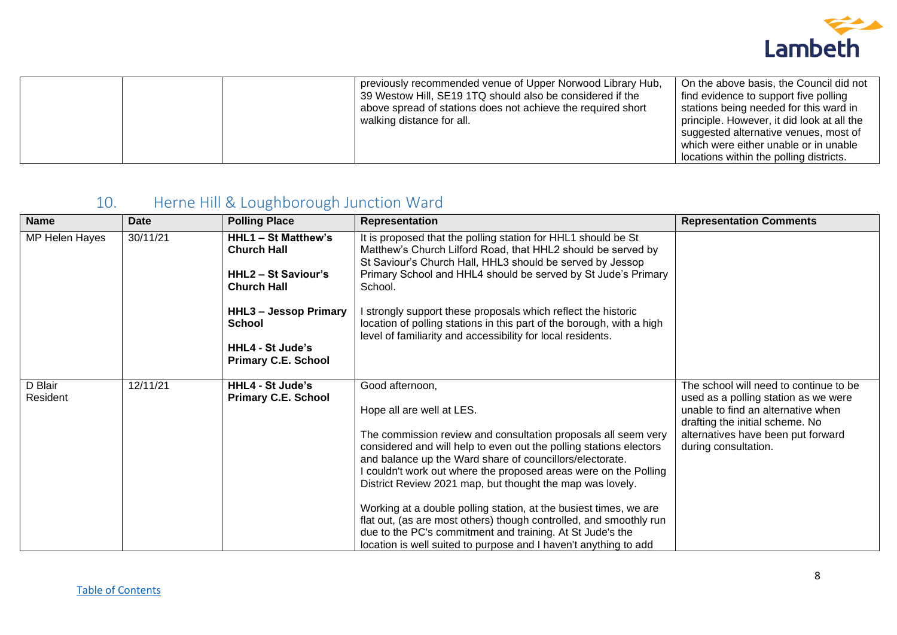| | | | previously recommended venue of Upper Norwood Library Hub, 39 Westow Hill, SE19 1TQ should also be considered if the above spread of stations does not achieve the required short walking distance for all. | On the above basis, the Council did not find evidence to support five polling stations being needed for this ward in principle. However, it did look at all the suggested alternative venues, most of which were either unable or in unable locations within the polling districts. |
|---|---|---|---|---|

## 10. Herne Hill & Loughborough Junction Ward

| Name | Date | Polling Place | Representation | Representation Comments |
|---|---|---|---|---|
| MP Helen Hayes | 30/11/21 | **HHL1 – St Matthew's Church Hall**<br><br>**HHL2 – St Saviour's Church Hall**<br><br>**HHL3 – Jessop Primary School**<br><br>**HHL4 - St Jude's Primary C.E. School** | It is proposed that the polling station for HHL1 should be St Matthew's Church Lilford Road, that HHL2 should be served by St Saviour's Church Hall, HHL3 should be served by Jessop Primary School and HHL4 should be served by St Jude's Primary School.<br><br>I strongly support these proposals which reflect the historic location of polling stations in this part of the borough, with a high level of familiarity and accessibility for local residents. | |
| D Blair<br>Resident | 12/11/21 | **HHL4 - St Jude's Primary C.E. School** | Good afternoon,<br><br>Hope all are well at LES.<br><br>The commission review and consultation proposals all seem very considered and will help to even out the polling stations electors and balance up the Ward share of councillors/electorate.<br>I couldn't work out where the proposed areas were on the Polling District Review 2021 map, but thought the map was lovely.<br><br>Working at a double polling station, at the busiest times, we are flat out, (as are most others) though controlled, and smoothly run due to the PC's commitment and training. At St Jude's the location is well suited to purpose and I haven't anything to add | The school will need to continue to be used as a polling station as we were unable to find an alternative when drafting the initial scheme. No alternatives have been put forward during consultation. |

[Table of Contents]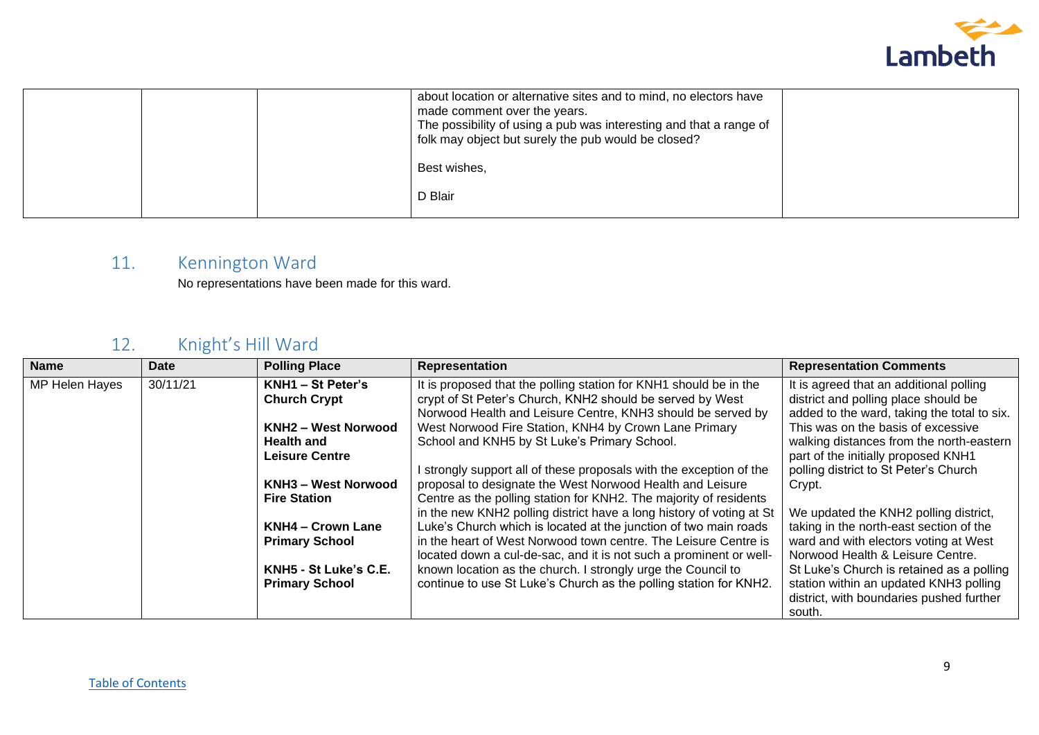| | | | | |
|---|---|---|---|---|
| | | | about location or alternative sites and to mind, no electors have made comment over the years.<br>The possibility of using a pub was interesting and that a range of folk may object but surely the pub would be closed?<br><br>Best wishes,<br><br>D Blair | |

## 11. Kennington Ward

No representations have been made for this ward.

## 12. Knight's Hill Ward

| Name | Date | Polling Place | Representation | Representation Comments |
|---|---|---|---|---|
| MP Helen Hayes | 30/11/21 | **KNH1 – St Peter's Church Crypt**<br><br>**KNH2 – West Norwood Health and Leisure Centre**<br><br>**KNH3 – West Norwood Fire Station**<br><br>**KNH4 – Crown Lane Primary School**<br><br>**KNH5 - St Luke's C.E. Primary School** | It is proposed that the polling station for KNH1 should be in the crypt of St Peter's Church, KNH2 should be served by West Norwood Health and Leisure Centre, KNH3 should be served by West Norwood Fire Station, KNH4 by Crown Lane Primary School and KNH5 by St Luke's Primary School.<br><br>I strongly support all of these proposals with the exception of the proposal to designate the West Norwood Health and Leisure Centre as the polling station for KNH2. The majority of residents in the new KNH2 polling district have a long history of voting at St Luke's Church which is located at the junction of two main roads in the heart of West Norwood town centre. The Leisure Centre is located down a cul-de-sac, and it is not such a prominent or well-known location as the church. I strongly urge the Council to continue to use St Luke's Church as the polling station for KNH2. | It is agreed that an additional polling district and polling place should be added to the ward, taking the total to six. This was on the basis of excessive walking distances from the north-eastern part of the initially proposed KNH1 polling district to St Peter's Church Crypt.<br><br>We updated the KNH2 polling district, taking in the north-east section of the ward and with electors voting at West Norwood Health & Leisure Centre.<br>St Luke's Church is retained as a polling station within an updated KNH3 polling district, with boundaries pushed further south. |

Table of Contents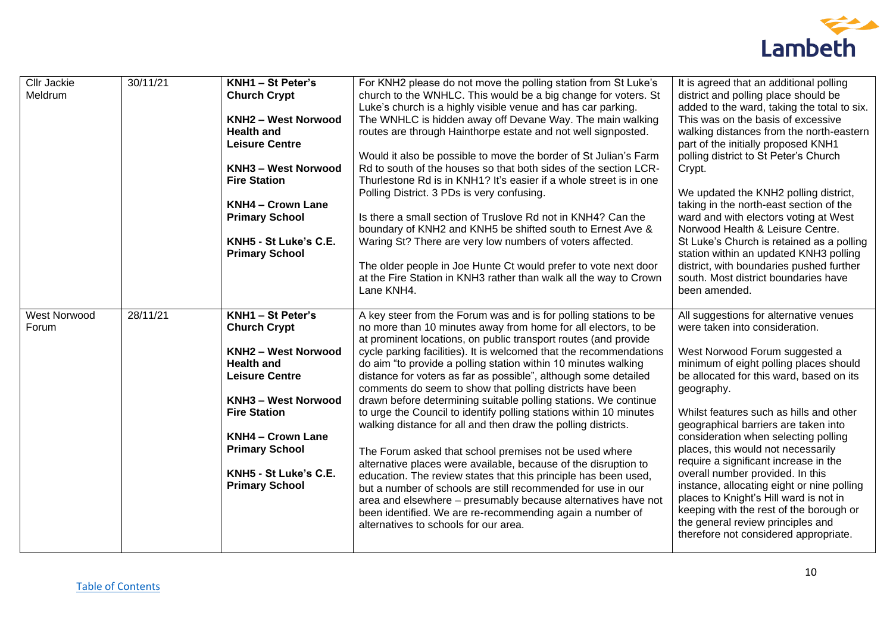| | | | | |
|---|---|---|---|---|
| Cllr Jackie Meldrum | 30/11/21 | **KNH1 – St Peter's Church Crypt**<br><br>**KNH2 – West Norwood Health and Leisure Centre**<br><br>**KNH3 – West Norwood Fire Station**<br><br>**KNH4 – Crown Lane Primary School**<br><br>**KNH5 - St Luke's C.E. Primary School** | For KNH2 please do not move the polling station from St Luke's church to the WNHLC. This would be a big change for voters. St Luke's church is a highly visible venue and has car parking. The WNHLC is hidden away off Devane Way. The main walking routes are through Hainthorpe estate and not well signposted.<br><br>Would it also be possible to move the border of St Julian's Farm Rd to south of the houses so that both sides of the section LCR-Thurlestone Rd is in KNH1? It's easier if a whole street is in one Polling District. 3 PDs is very confusing.<br><br>Is there a small section of Truslove Rd not in KNH4? Can the boundary of KNH2 and KNH5 be shifted south to Ernest Ave & Waring St? There are very low numbers of voters affected.<br><br>The older people in Joe Hunte Ct would prefer to vote next door at the Fire Station in KNH3 rather than walk all the way to Crown Lane KNH4. | It is agreed that an additional polling district and polling place should be added to the ward, taking the total to six. This was on the basis of excessive walking distances from the north-eastern part of the initially proposed KNH1 polling district to St Peter's Church Crypt.<br><br>We updated the KNH2 polling district, taking in the north-east section of the ward and with electors voting at West Norwood Health & Leisure Centre.<br>St Luke's Church is retained as a polling station within an updated KNH3 polling district, with boundaries pushed further south. Most district boundaries have been amended. |
| West Norwood Forum | 28/11/21 | **KNH1 – St Peter's Church Crypt**<br><br>**KNH2 – West Norwood Health and Leisure Centre**<br><br>**KNH3 – West Norwood Fire Station**<br><br>**KNH4 – Crown Lane Primary School**<br><br>**KNH5 - St Luke's C.E. Primary School** | A key steer from the Forum was and is for polling stations to be no more than 10 minutes away from home for all electors, to be at prominent locations, on public transport routes (and provide cycle parking facilities). It is welcomed that the recommendations do aim "to provide a polling station within 10 minutes walking distance for voters as far as possible", although some detailed comments do seem to show that polling districts have been drawn before determining suitable polling stations. We continue to urge the Council to identify polling stations within 10 minutes walking distance for all and then draw the polling districts.<br><br>The Forum asked that school premises not be used where alternative places were available, because of the disruption to education. The review states that this principle has been used, but a number of schools are still recommended for use in our area and elsewhere – presumably because alternatives have not been identified. We are re-recommending again a number of alternatives to schools for our area. | All suggestions for alternative venues were taken into consideration.<br><br>West Norwood Forum suggested a minimum of eight polling places should be allocated for this ward, based on its geography.<br><br>Whilst features such as hills and other geographical barriers are taken into consideration when selecting polling places, this would not necessarily require a significant increase in the overall number provided. In this instance, allocating eight or nine polling places to Knight's Hill ward is not in keeping with the rest of the borough or the general review principles and therefore not considered appropriate. |

[Table of Contents](#)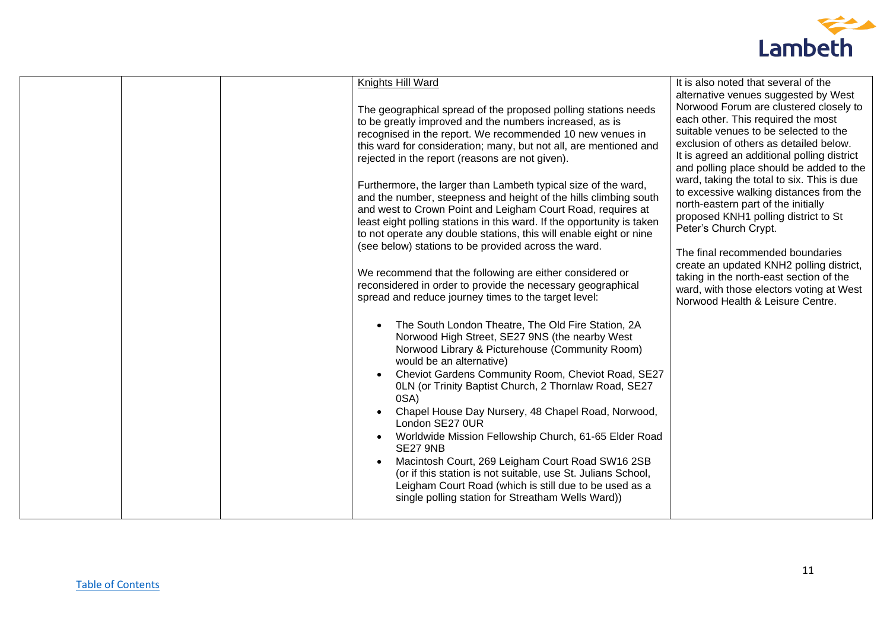| | | | Knights Hill Ward<br><br>The geographical spread of the proposed polling stations needs to be greatly improved and the numbers increased, as is recognised in the report. We recommended 10 new venues in this ward for consideration; many, but not all, are mentioned and rejected in the report (reasons are not given).<br><br>Furthermore, the larger than Lambeth typical size of the ward, and the number, steepness and height of the hills climbing south and west to Crown Point and Leigham Court Road, requires at least eight polling stations in this ward. If the opportunity is taken to not operate any double stations, this will enable eight or nine (see below) stations to be provided across the ward.<br><br>We recommend that the following are either considered or reconsidered in order to provide the necessary geographical spread and reduce journey times to the target level:<br><br>• The South London Theatre, The Old Fire Station, 2A Norwood High Street, SE27 9NS (the nearby West Norwood Library & Picturehouse (Community Room) would be an alternative)<br>• Cheviot Gardens Community Room, Cheviot Road, SE27 0LN (or Trinity Baptist Church, 2 Thornlaw Road, SE27 0SA)<br>• Chapel House Day Nursery, 48 Chapel Road, Norwood, London SE27 0UR<br>• Worldwide Mission Fellowship Church, 61-65 Elder Road SE27 9NB<br>• Macintosh Court, 269 Leigham Court Road SW16 2SB (or if this station is not suitable, use St. Julians School, Leigham Court Road (which is still due to be used as a single polling station for Streatham Wells Ward)) | It is also noted that several of the alternative venues suggested by West Norwood Forum are clustered closely to each other. This required the most suitable venues to be selected to the exclusion of others as detailed below. It is agreed an additional polling district and polling place should be added to the ward, taking the total to six. This is due to excessive walking distances from the north-eastern part of the initially proposed KNH1 polling district to St Peter's Church Crypt.<br><br>The final recommended boundaries create an updated KNH2 polling district, taking in the north-east section of the ward, with those electors voting at West Norwood Health & Leisure Centre. |
|---|---|---|---|---|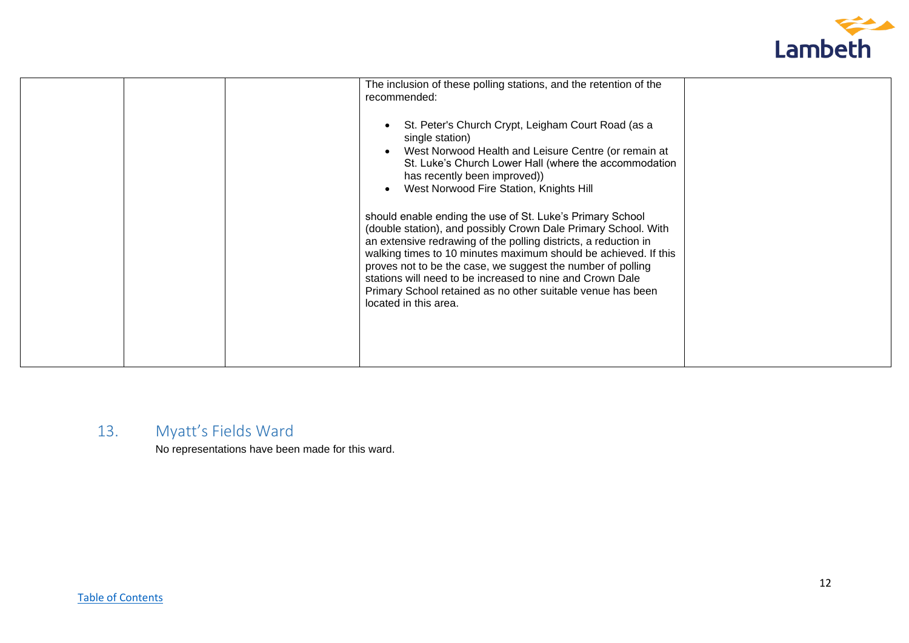| | | | | |
|---|---|---|---|---|
| | | | The inclusion of these polling stations, and the retention of the recommended:<br><br>• St. Peter's Church Crypt, Leigham Court Road (as a single station)<br>• West Norwood Health and Leisure Centre (or remain at St. Luke's Church Lower Hall (where the accommodation has recently been improved))<br>• West Norwood Fire Station, Knights Hill<br><br>should enable ending the use of St. Luke's Primary School (double station), and possibly Crown Dale Primary School. With an extensive redrawing of the polling districts, a reduction in walking times to 10 minutes maximum should be achieved. If this proves not to be the case, we suggest the number of polling stations will need to be increased to nine and Crown Dale Primary School retained as no other suitable venue has been located in this area. | |

## 13. Myatt's Fields Ward

No representations have been made for this ward.

[Table of Contents]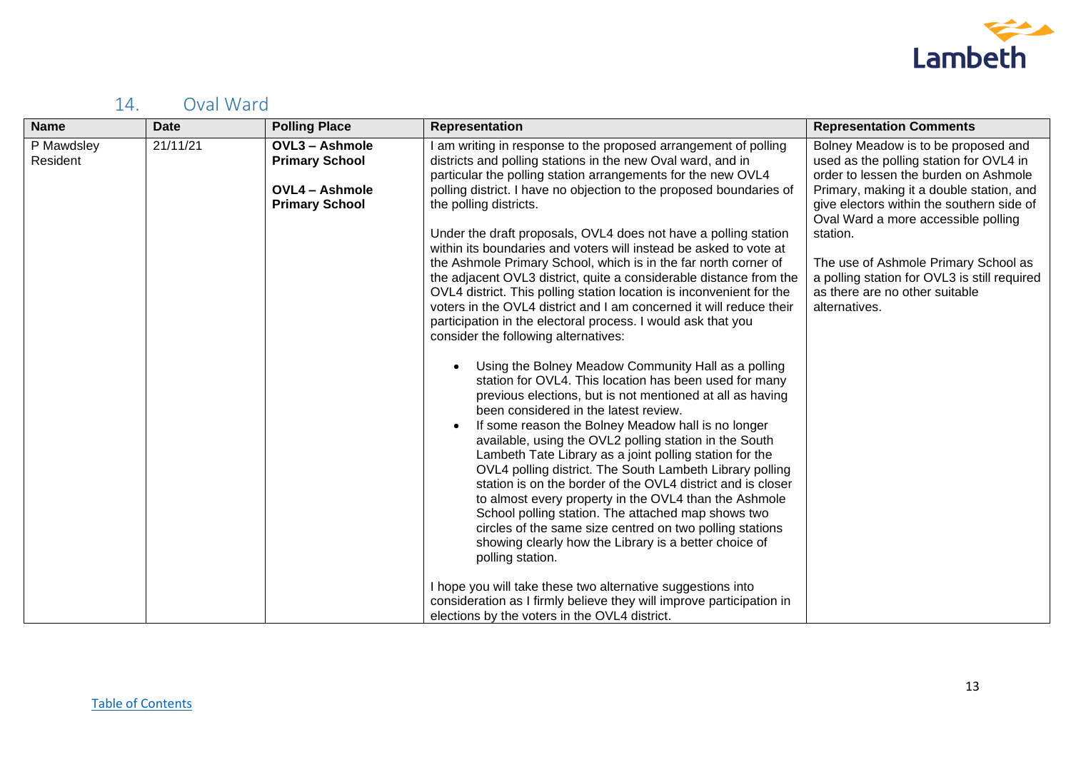## 14. Oval Ward

| Name | Date | Polling Place | Representation | Representation Comments |
|---|---|---|---|---|
| P Mawdsley Resident | 21/11/21 | **OVL3 – Ashmole Primary School**<br><br>**OVL4 – Ashmole Primary School** | I am writing in response to the proposed arrangement of polling districts and polling stations in the new Oval ward, and in particular the polling station arrangements for the new OVL4 polling district. I have no objection to the proposed boundaries of the polling districts.<br><br>Under the draft proposals, OVL4 does not have a polling station within its boundaries and voters will instead be asked to vote at the Ashmole Primary School, which is in the far north corner of the adjacent OVL3 district, quite a considerable distance from the OVL4 district. This polling station location is inconvenient for the voters in the OVL4 district and I am concerned it will reduce their participation in the electoral process. I would ask that you consider the following alternatives:<br><br>• Using the Bolney Meadow Community Hall as a polling station for OVL4. This location has been used for many previous elections, but is not mentioned at all as having been considered in the latest review.<br>• If some reason the Bolney Meadow hall is no longer available, using the OVL2 polling station in the South Lambeth Tate Library as a joint polling station for the OVL4 polling district. The South Lambeth Library polling station is on the border of the OVL4 district and is closer to almost every property in the OVL4 than the Ashmole School polling station. The attached map shows two circles of the same size centred on two polling stations showing clearly how the Library is a better choice of polling station.<br><br>I hope you will take these two alternative suggestions into consideration as I firmly believe they will improve participation in elections by the voters in the OVL4 district. | Bolney Meadow is to be proposed and used as the polling station for OVL4 in order to lessen the burden on Ashmole Primary, making it a double station, and give electors within the southern side of Oval Ward a more accessible polling station.<br><br>The use of Ashmole Primary School as a polling station for OVL3 is still required as there are no other suitable alternatives. |

Table of Contents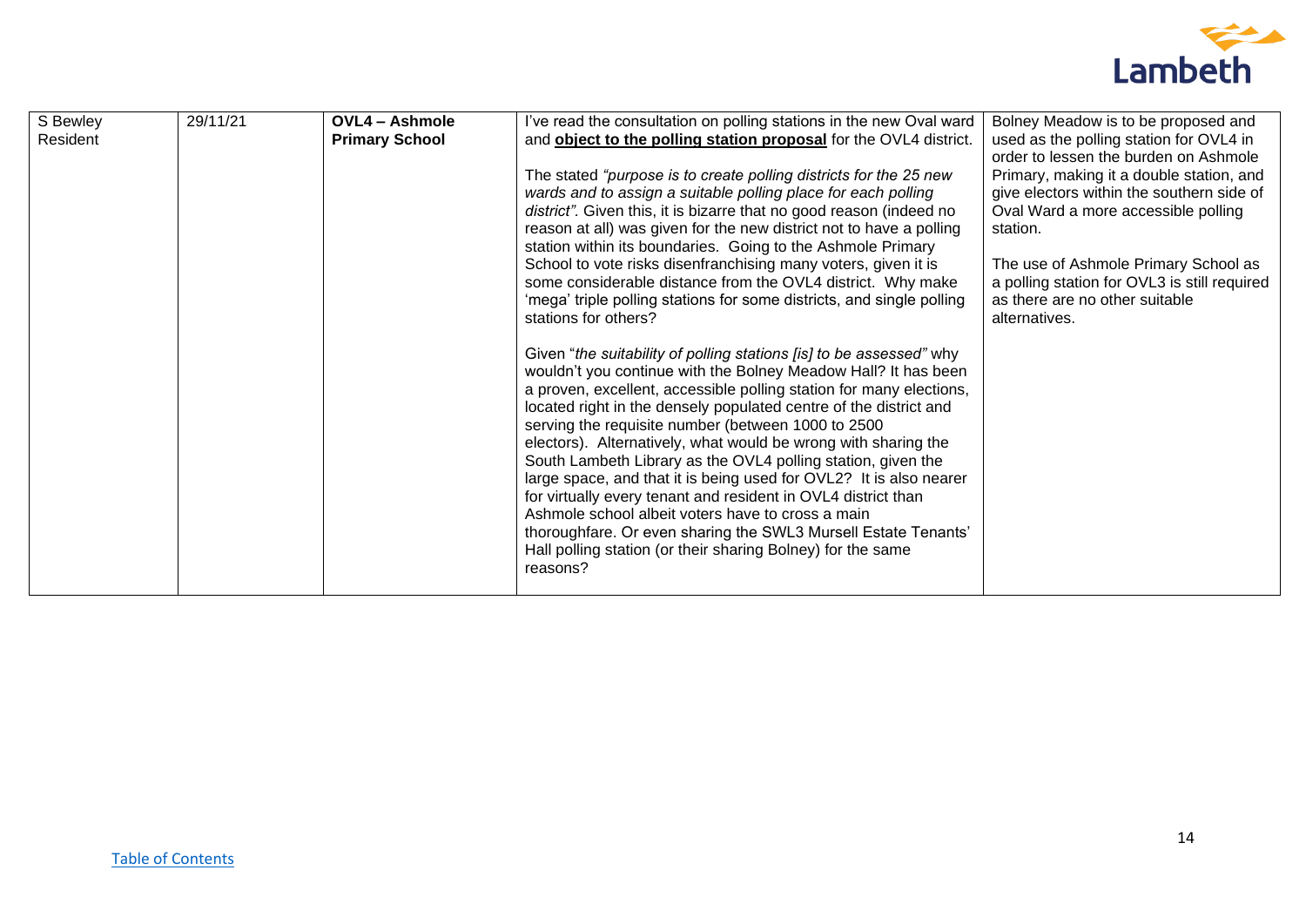| S Bewley Resident | 29/11/21 | **OVL4 – Ashmole Primary School** | I've read the consultation on polling stations in the new Oval ward and **object to the polling station proposal** for the OVL4 district.<br><br>The stated *"purpose is to create polling districts for the 25 new wards and to assign a suitable polling place for each polling district".* Given this, it is bizarre that no good reason (indeed no reason at all) was given for the new district not to have a polling station within its boundaries. Going to the Ashmole Primary School to vote risks disenfranchising many voters, given it is some considerable distance from the OVL4 district. Why make 'mega' triple polling stations for some districts, and single polling stations for others?<br><br>Given "*the suitability of polling stations [is] to be assessed"* why wouldn't you continue with the Bolney Meadow Hall? It has been a proven, excellent, accessible polling station for many elections, located right in the densely populated centre of the district and serving the requisite number (between 1000 to 2500 electors). Alternatively, what would be wrong with sharing the South Lambeth Library as the OVL4 polling station, given the large space, and that it is being used for OVL2? It is also nearer for virtually every tenant and resident in OVL4 district than Ashmole school albeit voters have to cross a main thoroughfare. Or even sharing the SWL3 Mursell Estate Tenants' Hall polling station (or their sharing Bolney) for the same reasons? | Bolney Meadow is to be proposed and used as the polling station for OVL4 in order to lessen the burden on Ashmole Primary, making it a double station, and give electors within the southern side of Oval Ward a more accessible polling station.<br><br>The use of Ashmole Primary School as a polling station for OVL3 is still required as there are no other suitable alternatives. |
|---|---|---|---|---|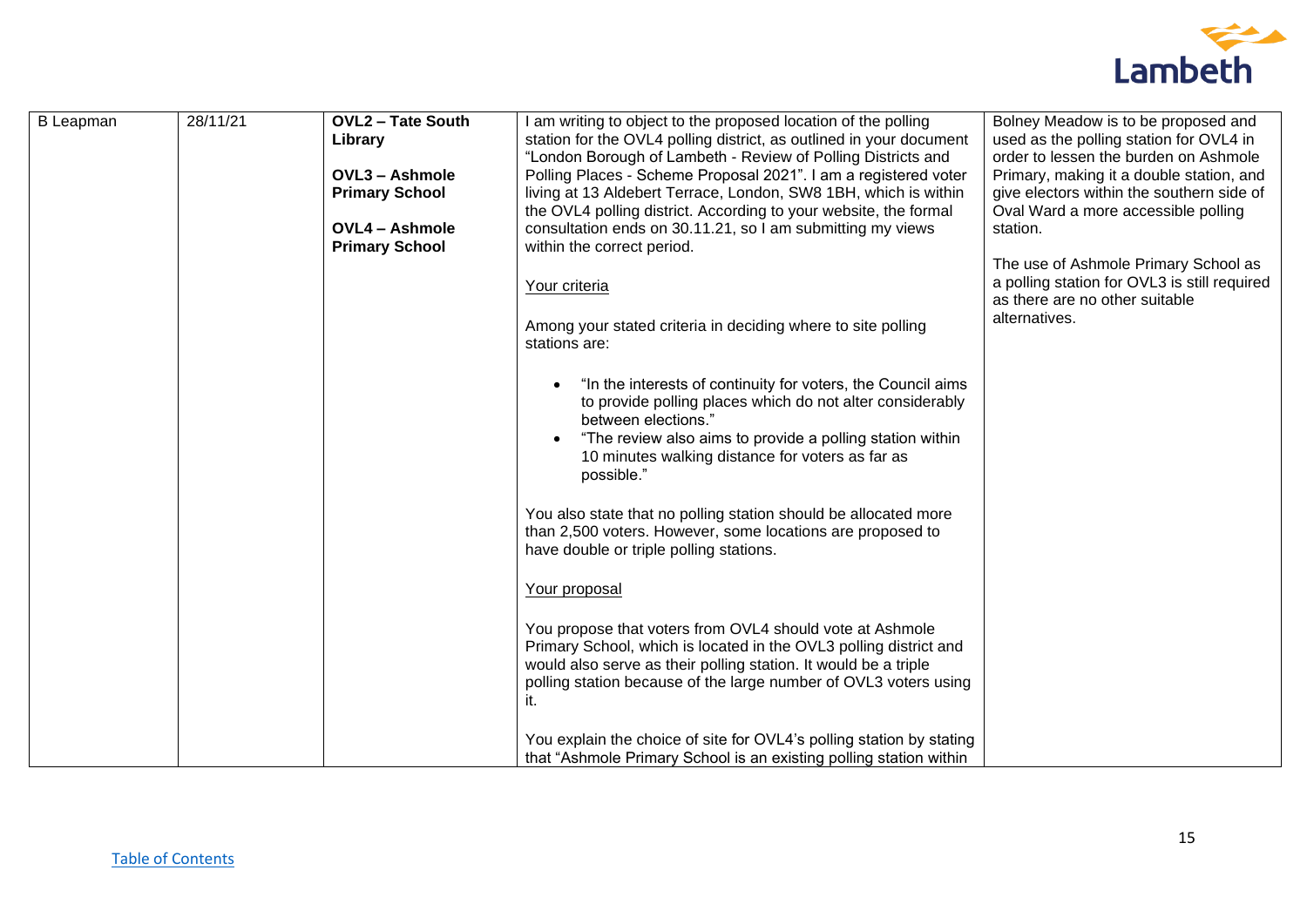| B Leapman | 28/11/21 | **OVL2 – Tate South Library**<br><br>**OVL3 – Ashmole Primary School**<br><br>**OVL4 – Ashmole Primary School** | I am writing to object to the proposed location of the polling station for the OVL4 polling district, as outlined in your document "London Borough of Lambeth - Review of Polling Districts and Polling Places - Scheme Proposal 2021". I am a registered voter living at 13 Aldebert Terrace, London, SW8 1BH, which is within the OVL4 polling district. According to your website, the formal consultation ends on 30.11.21, so I am submitting my views within the correct period.<br><br><u>Your criteria</u><br><br>Among your stated criteria in deciding where to site polling stations are:<br><br>• "In the interests of continuity for voters, the Council aims to provide polling places which do not alter considerably between elections."<br>• "The review also aims to provide a polling station within 10 minutes walking distance for voters as far as possible."<br><br>You also state that no polling station should be allocated more than 2,500 voters. However, some locations are proposed to have double or triple polling stations.<br><br><u>Your proposal</u><br><br>You propose that voters from OVL4 should vote at Ashmole Primary School, which is located in the OVL3 polling district and would also serve as their polling station. It would be a triple polling station because of the large number of OVL3 voters using it.<br><br>You explain the choice of site for OVL4's polling station by stating that "Ashmole Primary School is an existing polling station within | Bolney Meadow is to be proposed and used as the polling station for OVL4 in order to lessen the burden on Ashmole Primary, making it a double station, and give electors within the southern side of Oval Ward a more accessible polling station.<br><br>The use of Ashmole Primary School as a polling station for OVL3 is still required as there are no other suitable alternatives. |
|---|---|---|---|---|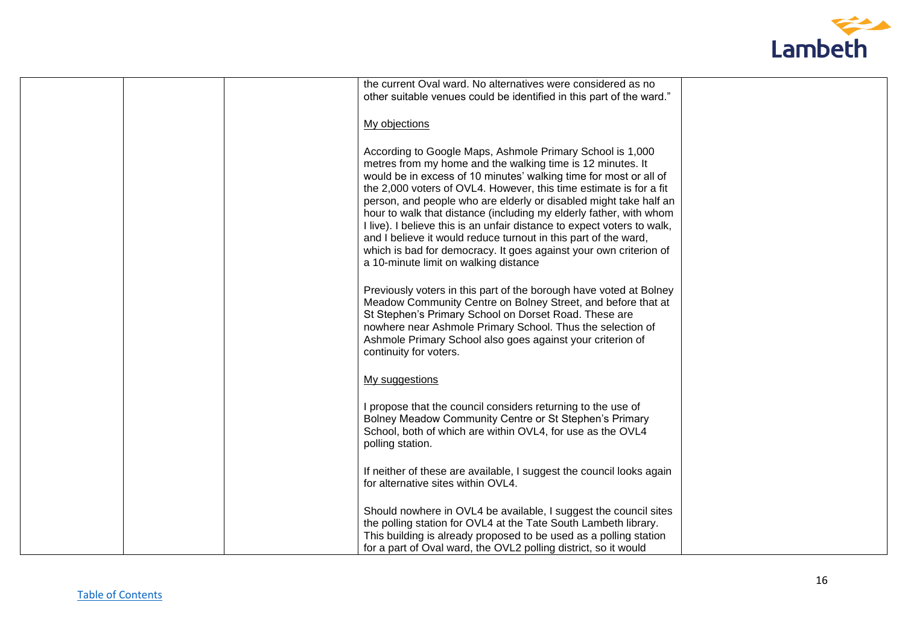| | | | | |
|---|---|---|---|---|
| | | | the current Oval ward. No alternatives were considered as no other suitable venues could be identified in this part of the ward."<br><br>My objections<br><br>According to Google Maps, Ashmole Primary School is 1,000 metres from my home and the walking time is 12 minutes. It would be in excess of 10 minutes' walking time for most or all of the 2,000 voters of OVL4. However, this time estimate is for a fit person, and people who are elderly or disabled might take half an hour to walk that distance (including my elderly father, with whom I live). I believe this is an unfair distance to expect voters to walk, and I believe it would reduce turnout in this part of the ward, which is bad for democracy. It goes against your own criterion of a 10-minute limit on walking distance<br><br>Previously voters in this part of the borough have voted at Bolney Meadow Community Centre on Bolney Street, and before that at St Stephen's Primary School on Dorset Road. These are nowhere near Ashmole Primary School. Thus the selection of Ashmole Primary School also goes against your criterion of continuity for voters.<br><br>My suggestions<br><br>I propose that the council considers returning to the use of Bolney Meadow Community Centre or St Stephen's Primary School, both of which are within OVL4, for use as the OVL4 polling station.<br><br>If neither of these are available, I suggest the council looks again for alternative sites within OVL4.<br><br>Should nowhere in OVL4 be available, I suggest the council sites the polling station for OVL4 at the Tate South Lambeth library. This building is already proposed to be used as a polling station for a part of Oval ward, the OVL2 polling district, so it would | |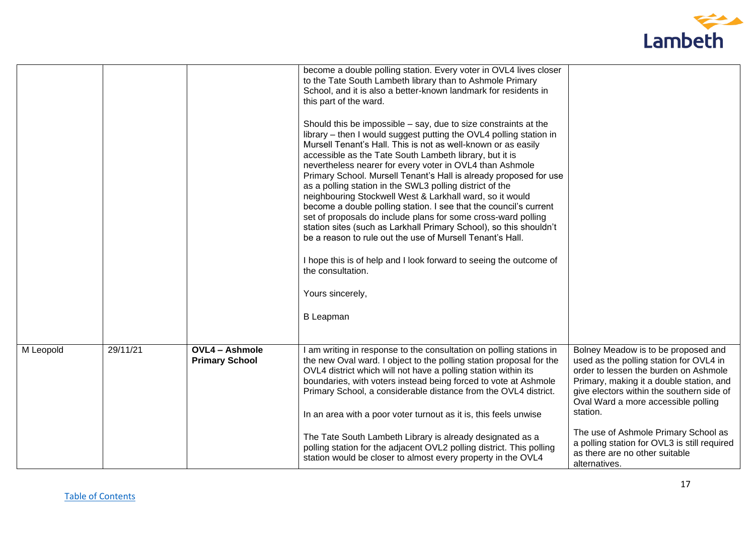| | | | | |
|---|---|---|---|---|
| | | | become a double polling station. Every voter in OVL4 lives closer to the Tate South Lambeth library than to Ashmole Primary School, and it is also a better-known landmark for residents in this part of the ward.<br><br>Should this be impossible – say, due to size constraints at the library – then I would suggest putting the OVL4 polling station in Mursell Tenant's Hall. This is not as well-known or as easily accessible as the Tate South Lambeth library, but it is nevertheless nearer for every voter in OVL4 than Ashmole Primary School. Mursell Tenant's Hall is already proposed for use as a polling station in the SWL3 polling district of the neighbouring Stockwell West & Larkhall ward, so it would become a double polling station. I see that the council's current set of proposals do include plans for some cross-ward polling station sites (such as Larkhall Primary School), so this shouldn't be a reason to rule out the use of Mursell Tenant's Hall.<br><br>I hope this is of help and I look forward to seeing the outcome of the consultation.<br><br>Yours sincerely,<br><br>B Leapman | |
| M Leopold | 29/11/21 | **OVL4 – Ashmole Primary School** | I am writing in response to the consultation on polling stations in the new Oval ward. I object to the polling station proposal for the OVL4 district which will not have a polling station within its boundaries, with voters instead being forced to vote at Ashmole Primary School, a considerable distance from the OVL4 district.<br><br>In an area with a poor voter turnout as it is, this feels unwise<br><br>The Tate South Lambeth Library is already designated as a polling station for the adjacent OVL2 polling district. This polling station would be closer to almost every property in the OVL4 | Bolney Meadow is to be proposed and used as the polling station for OVL4 in order to lessen the burden on Ashmole Primary, making it a double station, and give electors within the southern side of Oval Ward a more accessible polling station.<br><br>The use of Ashmole Primary School as a polling station for OVL3 is still required as there are no other suitable alternatives. |

[Table of Contents]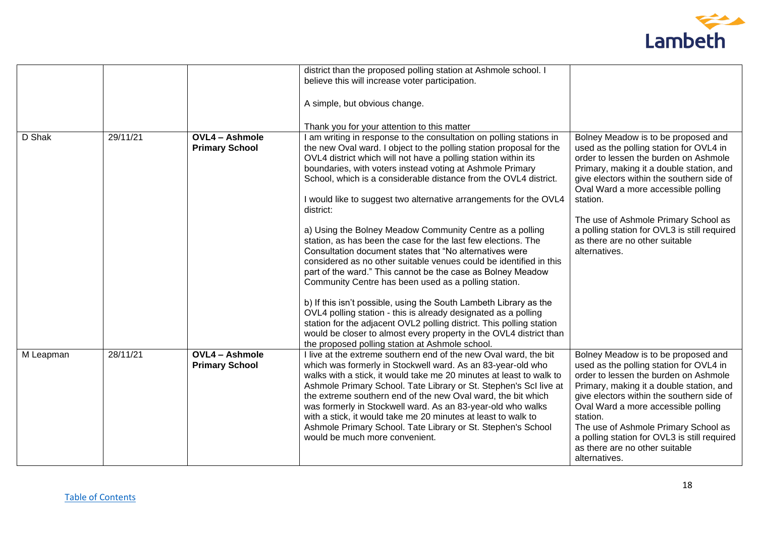| | | | | |
|---|---|---|---|---|
| | | | district than the proposed polling station at Ashmole school. I believe this will increase voter participation.<br><br>A simple, but obvious change.<br><br>Thank you for your attention to this matter | |
| D Shak | 29/11/21 | **OVL4 – Ashmole Primary School** | I am writing in response to the consultation on polling stations in the new Oval ward. I object to the polling station proposal for the OVL4 district which will not have a polling station within its boundaries, with voters instead voting at Ashmole Primary School, which is a considerable distance from the OVL4 district.<br><br>I would like to suggest two alternative arrangements for the OVL4 district:<br><br>a) Using the Bolney Meadow Community Centre as a polling station, as has been the case for the last few elections. The Consultation document states that "No alternatives were considered as no other suitable venues could be identified in this part of the ward." This cannot be the case as Bolney Meadow Community Centre has been used as a polling station.<br><br>b) If this isn't possible, using the South Lambeth Library as the OVL4 polling station - this is already designated as a polling station for the adjacent OVL2 polling district. This polling station would be closer to almost every property in the OVL4 district than the proposed polling station at Ashmole school. | Bolney Meadow is to be proposed and used as the polling station for OVL4 in order to lessen the burden on Ashmole Primary, making it a double station, and give electors within the southern side of Oval Ward a more accessible polling station.<br><br>The use of Ashmole Primary School as a polling station for OVL3 is still required as there are no other suitable alternatives. |
| M Leapman | 28/11/21 | **OVL4 – Ashmole Primary School** | I live at the extreme southern end of the new Oval ward, the bit which was formerly in Stockwell ward. As an 83-year-old who walks with a stick, it would take me 20 minutes at least to walk to Ashmole Primary School. Tate Library or St. Stephen's Scl live at the extreme southern end of the new Oval ward, the bit which was formerly in Stockwell ward. As an 83-year-old who walks with a stick, it would take me 20 minutes at least to walk to Ashmole Primary School. Tate Library or St. Stephen's School would be much more convenient. | Bolney Meadow is to be proposed and used as the polling station for OVL4 in order to lessen the burden on Ashmole Primary, making it a double station, and give electors within the southern side of Oval Ward a more accessible polling station.<br>The use of Ashmole Primary School as a polling station for OVL3 is still required as there are no other suitable alternatives. |

Table of Contents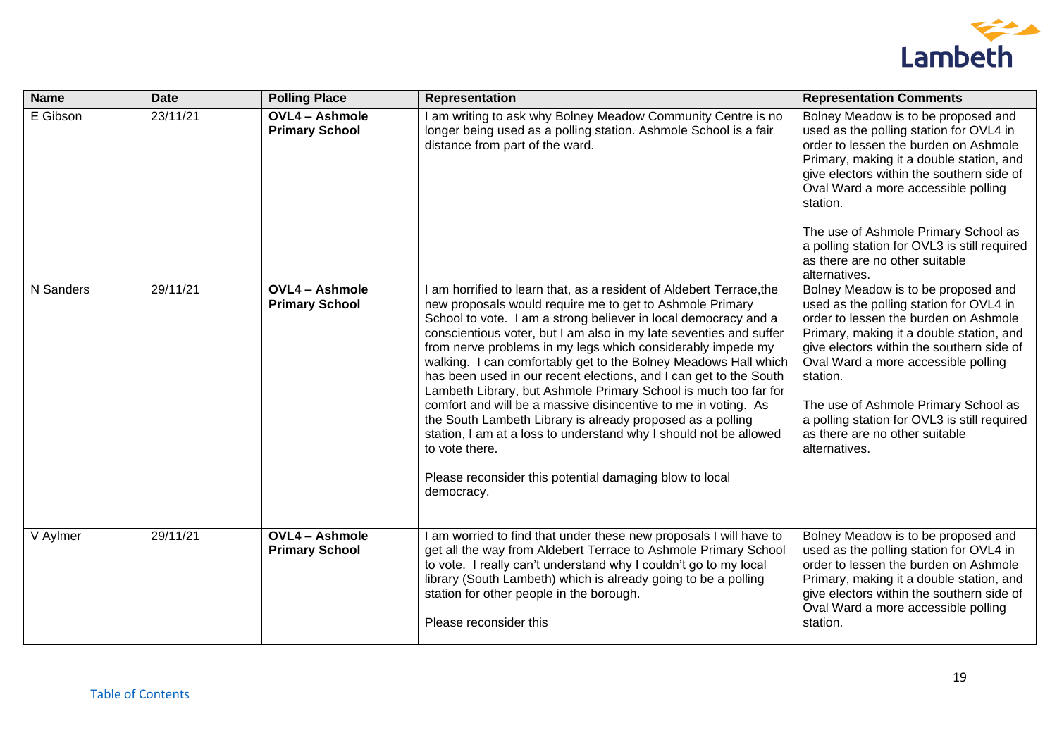| Name | Date | Polling Place | Representation | Representation Comments |
|---|---|---|---|---|
| E Gibson | 23/11/21 | **OVL4 – Ashmole Primary School** | I am writing to ask why Bolney Meadow Community Centre is no longer being used as a polling station. Ashmole School is a fair distance from part of the ward. | Bolney Meadow is to be proposed and used as the polling station for OVL4 in order to lessen the burden on Ashmole Primary, making it a double station, and give electors within the southern side of Oval Ward a more accessible polling station.<br><br>The use of Ashmole Primary School as a polling station for OVL3 is still required as there are no other suitable alternatives. |
| N Sanders | 29/11/21 | **OVL4 – Ashmole Primary School** | I am horrified to learn that, as a resident of Aldebert Terrace,the new proposals would require me to get to Ashmole Primary School to vote. I am a strong believer in local democracy and a conscientious voter, but I am also in my late seventies and suffer from nerve problems in my legs which considerably impede my walking. I can comfortably get to the Bolney Meadows Hall which has been used in our recent elections, and I can get to the South Lambeth Library, but Ashmole Primary School is much too far for comfort and will be a massive disincentive to me in voting. As the South Lambeth Library is already proposed as a polling station, I am at a loss to understand why I should not be allowed to vote there.<br><br>Please reconsider this potential damaging blow to local democracy. | Bolney Meadow is to be proposed and used as the polling station for OVL4 in order to lessen the burden on Ashmole Primary, making it a double station, and give electors within the southern side of Oval Ward a more accessible polling station.<br><br>The use of Ashmole Primary School as a polling station for OVL3 is still required as there are no other suitable alternatives. |
| V Aylmer | 29/11/21 | **OVL4 – Ashmole Primary School** | I am worried to find that under these new proposals I will have to get all the way from Aldebert Terrace to Ashmole Primary School to vote. I really can't understand why I couldn't go to my local library (South Lambeth) which is already going to be a polling station for other people in the borough.<br><br>Please reconsider this | Bolney Meadow is to be proposed and used as the polling station for OVL4 in order to lessen the burden on Ashmole Primary, making it a double station, and give electors within the southern side of Oval Ward a more accessible polling station. |

Table of Contents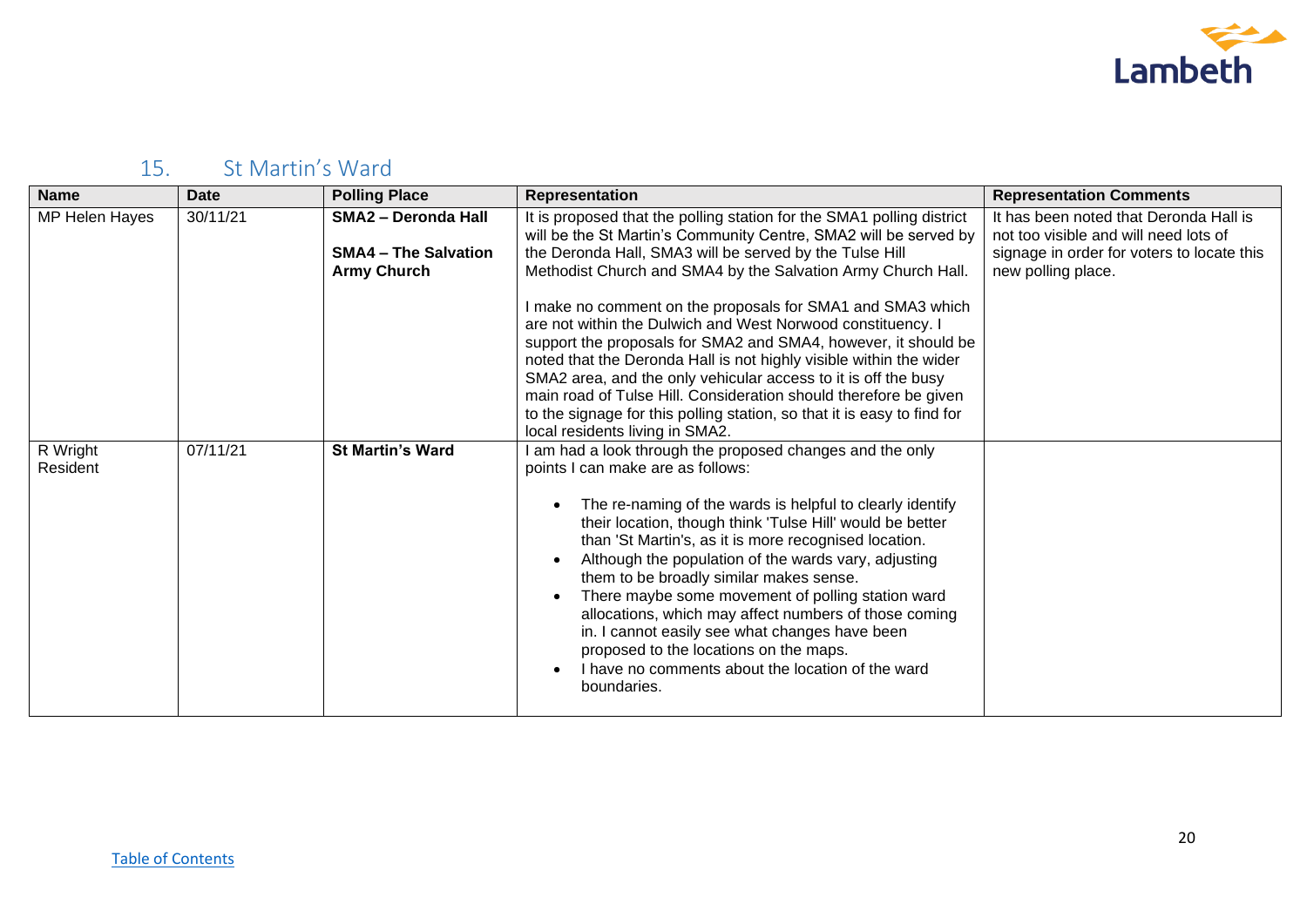## 15. St Martin's Ward

| Name | Date | Polling Place | Representation | Representation Comments |
|---|---|---|---|---|
| MP Helen Hayes | 30/11/21 | **SMA2 – Deronda Hall**<br><br>**SMA4 – The Salvation Army Church** | It is proposed that the polling station for the SMA1 polling district will be the St Martin's Community Centre, SMA2 will be served by the Deronda Hall, SMA3 will be served by the Tulse Hill Methodist Church and SMA4 by the Salvation Army Church Hall.<br><br>I make no comment on the proposals for SMA1 and SMA3 which are not within the Dulwich and West Norwood constituency. I support the proposals for SMA2 and SMA4, however, it should be noted that the Deronda Hall is not highly visible within the wider SMA2 area, and the only vehicular access to it is off the busy main road of Tulse Hill. Consideration should therefore be given to the signage for this polling station, so that it is easy to find for local residents living in SMA2. | It has been noted that Deronda Hall is not too visible and will need lots of signage in order for voters to locate this new polling place. |
| R Wright Resident | 07/11/21 | **St Martin's Ward** | I am had a look through the proposed changes and the only points I can make are as follows:<br><br>• The re-naming of the wards is helpful to clearly identify their location, though think 'Tulse Hill' would be better than 'St Martin's, as it is more recognised location.<br>• Although the population of the wards vary, adjusting them to be broadly similar makes sense.<br>• There maybe some movement of polling station ward allocations, which may affect numbers of those coming in. I cannot easily see what changes have been proposed to the locations on the maps.<br>• I have no comments about the location of the ward boundaries. | |

Table of Contents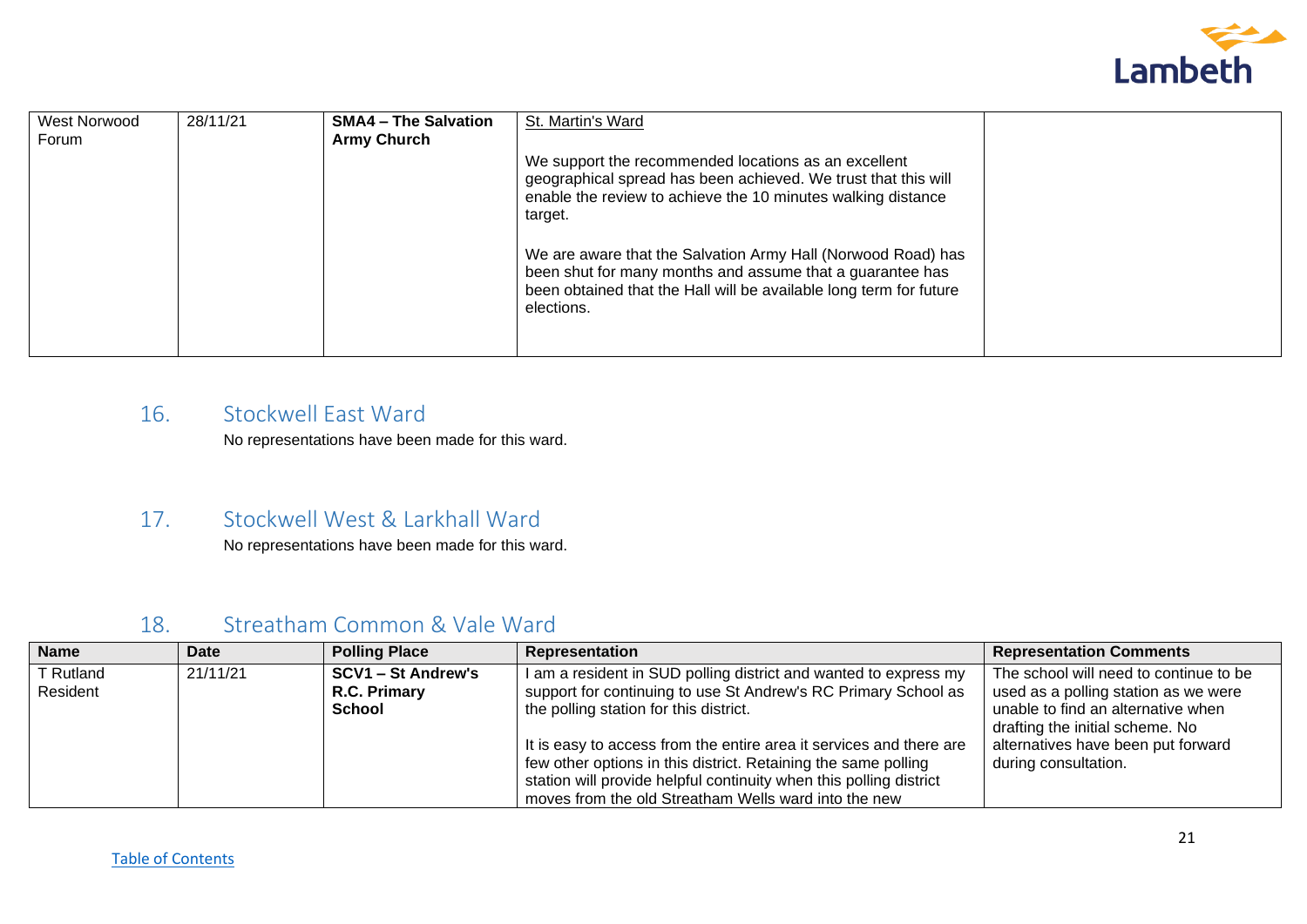| West Norwood Forum | 28/11/21 | **SMA4 – The Salvation Army Church** | St. Martin's Ward<br><br>We support the recommended locations as an excellent geographical spread has been achieved. We trust that this will enable the review to achieve the 10 minutes walking distance target.<br><br>We are aware that the Salvation Army Hall (Norwood Road) has been shut for many months and assume that a guarantee has been obtained that the Hall will be available long term for future elections. | |
|---|---|---|---|---|

## 16. Stockwell East Ward

No representations have been made for this ward.

## 17. Stockwell West & Larkhall Ward

No representations have been made for this ward.

## 18. Streatham Common & Vale Ward

| Name | Date | Polling Place | Representation | Representation Comments |
|---|---|---|---|---|
| T Rutland<br>Resident | 21/11/21 | **SCV1 – St Andrew's R.C. Primary School** | I am a resident in SUD polling district and wanted to express my support for continuing to use St Andrew's RC Primary School as the polling station for this district.<br><br>It is easy to access from the entire area it services and there are few other options in this district. Retaining the same polling station will provide helpful continuity when this polling district moves from the old Streatham Wells ward into the new | The school will need to continue to be used as a polling station as we were unable to find an alternative when drafting the initial scheme. No alternatives have been put forward during consultation. |

[Table of Contents]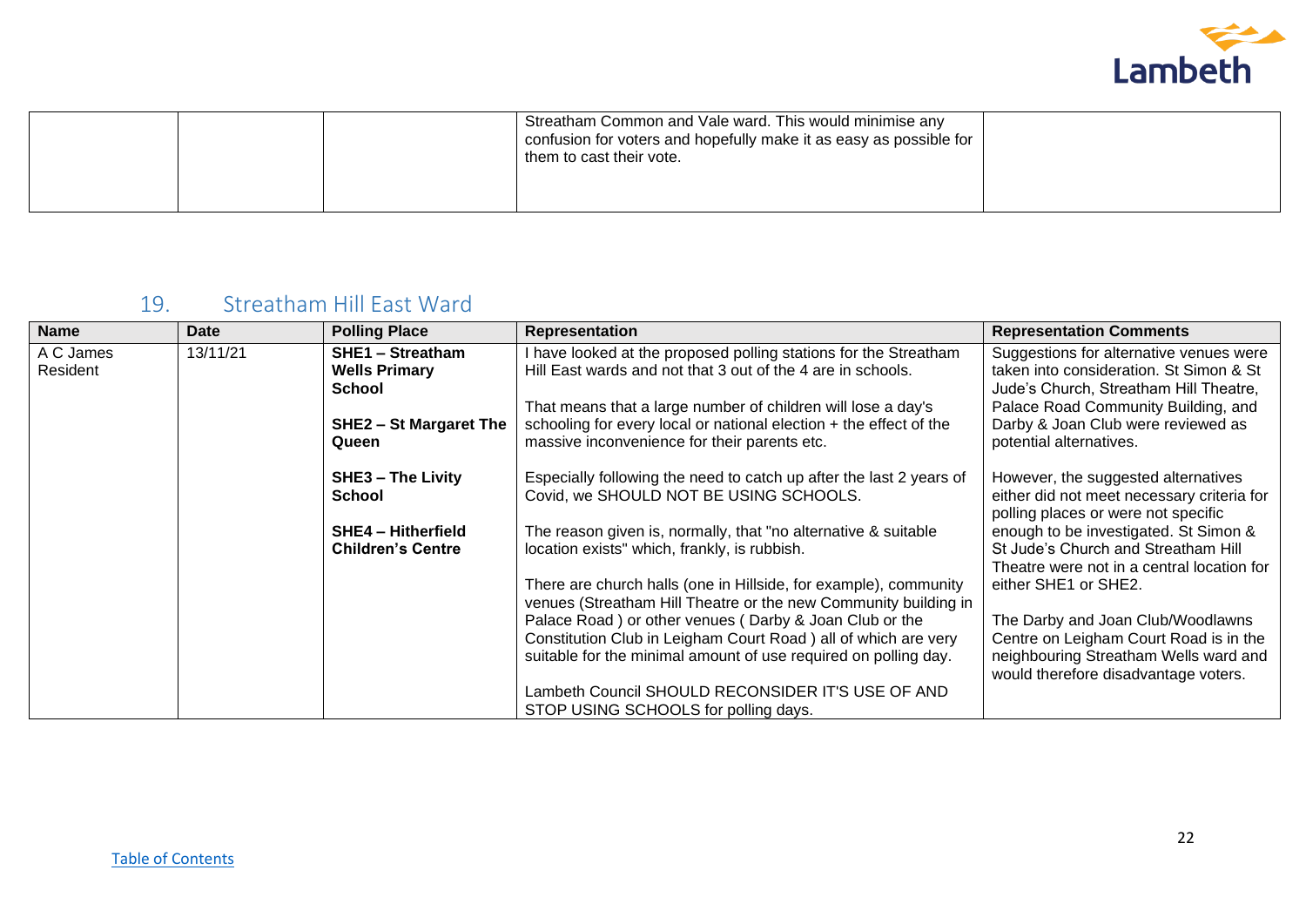| | | | Streatham Common and Vale ward. This would minimise any confusion for voters and hopefully make it as easy as possible for them to cast their vote. | |
|---|---|---|---|---|

## 19. Streatham Hill East Ward

| Name | Date | Polling Place | Representation | Representation Comments |
|---|---|---|---|---|
| A C James Resident | 13/11/21 | **SHE1 – Streatham Wells Primary School**<br><br>**SHE2 – St Margaret The Queen**<br><br>**SHE3 – The Livity School**<br><br>**SHE4 – Hitherfield Children's Centre** | I have looked at the proposed polling stations for the Streatham Hill East wards and not that 3 out of the 4 are in schools.<br><br>That means that a large number of children will lose a day's schooling for every local or national election + the effect of the massive inconvenience for their parents etc.<br><br>Especially following the need to catch up after the last 2 years of Covid, we SHOULD NOT BE USING SCHOOLS.<br><br>The reason given is, normally, that "no alternative & suitable location exists" which, frankly, is rubbish.<br><br>There are church halls (one in Hillside, for example), community venues (Streatham Hill Theatre or the new Community building in Palace Road ) or other venues ( Darby & Joan Club or the Constitution Club in Leigham Court Road ) all of which are very suitable for the minimal amount of use required on polling day.<br><br>Lambeth Council SHOULD RECONSIDER IT'S USE OF AND STOP USING SCHOOLS for polling days. | Suggestions for alternative venues were taken into consideration. St Simon & St Jude's Church, Streatham Hill Theatre, Palace Road Community Building, and Darby & Joan Club were reviewed as potential alternatives.<br><br>However, the suggested alternatives either did not meet necessary criteria for polling places or were not specific enough to be investigated. St Simon & St Jude's Church and Streatham Hill Theatre were not in a central location for either SHE1 or SHE2.<br><br>The Darby and Joan Club/Woodlawns Centre on Leigham Court Road is in the neighbouring Streatham Wells ward and would therefore disadvantage voters. |

Table of Contents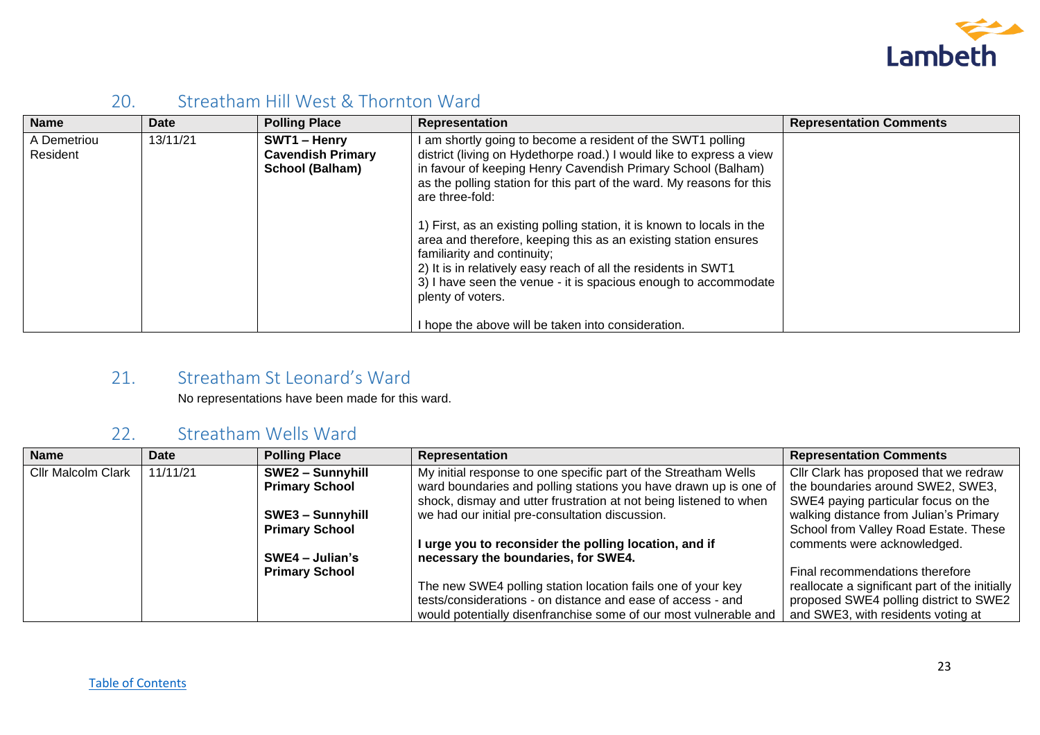## 20. Streatham Hill West & Thornton Ward

| Name | Date | Polling Place | Representation | Representation Comments |
|---|---|---|---|---|
| A Demetriou Resident | 13/11/21 | **SWT1 – Henry Cavendish Primary School (Balham)** | I am shortly going to become a resident of the SWT1 polling district (living on Hydethorpe road.) I would like to express a view in favour of keeping Henry Cavendish Primary School (Balham) as the polling station for this part of the ward. My reasons for this are three-fold:<br><br>1) First, as an existing polling station, it is known to locals in the area and therefore, keeping this as an existing station ensures familiarity and continuity;<br>2) It is in relatively easy reach of all the residents in SWT1<br>3) I have seen the venue - it is spacious enough to accommodate plenty of voters.<br><br>I hope the above will be taken into consideration. | |

## 21. Streatham St Leonard's Ward

No representations have been made for this ward.

## 22. Streatham Wells Ward

| Name | Date | Polling Place | Representation | Representation Comments |
|---|---|---|---|---|
| Cllr Malcolm Clark | 11/11/21 | **SWE2 – Sunnyhill Primary School**<br><br>**SWE3 – Sunnyhill Primary School**<br><br>**SWE4 – Julian's Primary School** | My initial response to one specific part of the Streatham Wells ward boundaries and polling stations you have drawn up is one of shock, dismay and utter frustration at not being listened to when we had our initial pre-consultation discussion.<br><br>**I urge you to reconsider the polling location, and if necessary the boundaries, for SWE4.**<br><br>The new SWE4 polling station location fails one of your key tests/considerations - on distance and ease of access - and would potentially disenfranchise some of our most vulnerable and | Cllr Clark has proposed that we redraw the boundaries around SWE2, SWE3, SWE4 paying particular focus on the walking distance from Julian's Primary School from Valley Road Estate. These comments were acknowledged.<br><br>Final recommendations therefore reallocate a significant part of the initially proposed SWE4 polling district to SWE2 and SWE3, with residents voting at |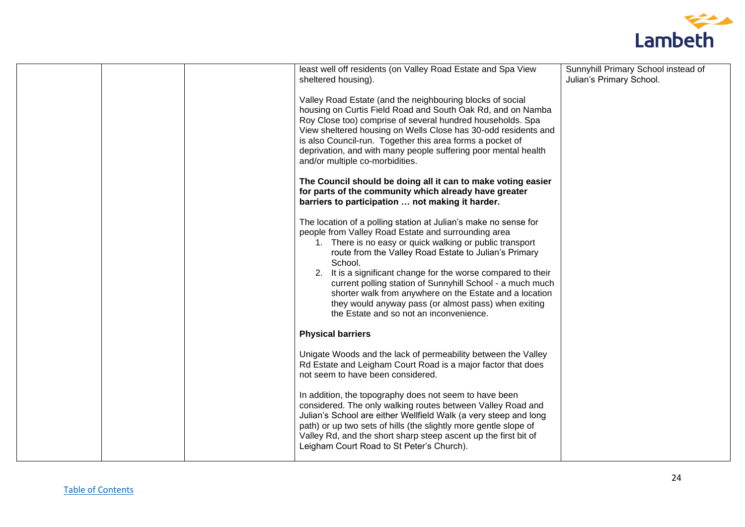|  |  |  | least well off residents (on Valley Road Estate and Spa View sheltered housing).<br><br>Valley Road Estate (and the neighbouring blocks of social housing on Curtis Field Road and South Oak Rd, and on Namba Roy Close too) comprise of several hundred households. Spa View sheltered housing on Wells Close has 30-odd residents and is also Council-run. Together this area forms a pocket of deprivation, and with many people suffering poor mental health and/or multiple co-morbidities.<br><br>**The Council should be doing all it can to make voting easier for parts of the community which already have greater barriers to participation … not making it harder.**<br><br>The location of a polling station at Julian's make no sense for people from Valley Road Estate and surrounding area<br>1. There is no easy or quick walking or public transport route from the Valley Road Estate to Julian's Primary School.<br>2. It is a significant change for the worse compared to their current polling station of Sunnyhill School - a much much shorter walk from anywhere on the Estate and a location they would anyway pass (or almost pass) when exiting the Estate and so not an inconvenience.<br><br>**Physical barriers**<br><br>Unigate Woods and the lack of permeability between the Valley Rd Estate and Leigham Court Road is a major factor that does not seem to have been considered.<br><br>In addition, the topography does not seem to have been considered. The only walking routes between Valley Road and Julian's School are either Wellfield Walk (a very steep and long path) or up two sets of hills (the slightly more gentle slope of Valley Rd, and the short sharp steep ascent up the first bit of Leigham Court Road to St Peter's Church). | Sunnyhill Primary School instead of Julian's Primary School. |
|---|---|---|---|---|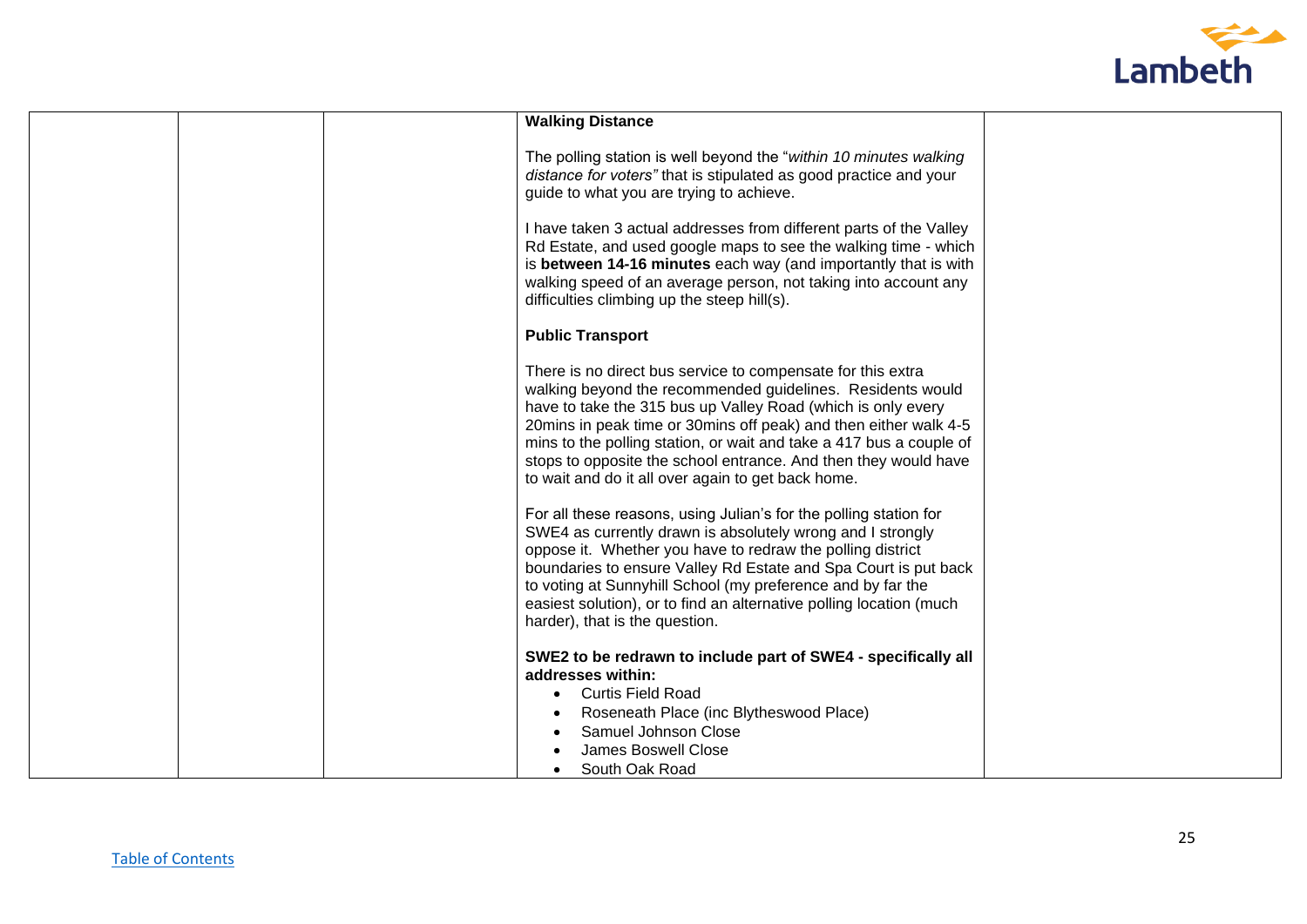| | | | **Walking Distance**<br><br>The polling station is well beyond the "*within 10 minutes walking distance for voters"* that is stipulated as good practice and your guide to what you are trying to achieve.<br><br>I have taken 3 actual addresses from different parts of the Valley Rd Estate, and used google maps to see the walking time - which is **between 14-16 minutes** each way (and importantly that is with walking speed of an average person, not taking into account any difficulties climbing up the steep hill(s).<br><br>**Public Transport**<br><br>There is no direct bus service to compensate for this extra walking beyond the recommended guidelines. Residents would have to take the 315 bus up Valley Road (which is only every 20mins in peak time or 30mins off peak) and then either walk 4-5 mins to the polling station, or wait and take a 417 bus a couple of stops to opposite the school entrance. And then they would have to wait and do it all over again to get back home.<br><br>For all these reasons, using Julian's for the polling station for SWE4 as currently drawn is absolutely wrong and I strongly oppose it. Whether you have to redraw the polling district boundaries to ensure Valley Rd Estate and Spa Court is put back to voting at Sunnyhill School (my preference and by far the easiest solution), or to find an alternative polling location (much harder), that is the question.<br><br>**SWE2 to be redrawn to include part of SWE4 - specifically all addresses within:**<br>• Curtis Field Road<br>• Roseneath Place (inc Blytheswood Place)<br>• Samuel Johnson Close<br>• James Boswell Close<br>• South Oak Road | |
|---|---|---|---|---|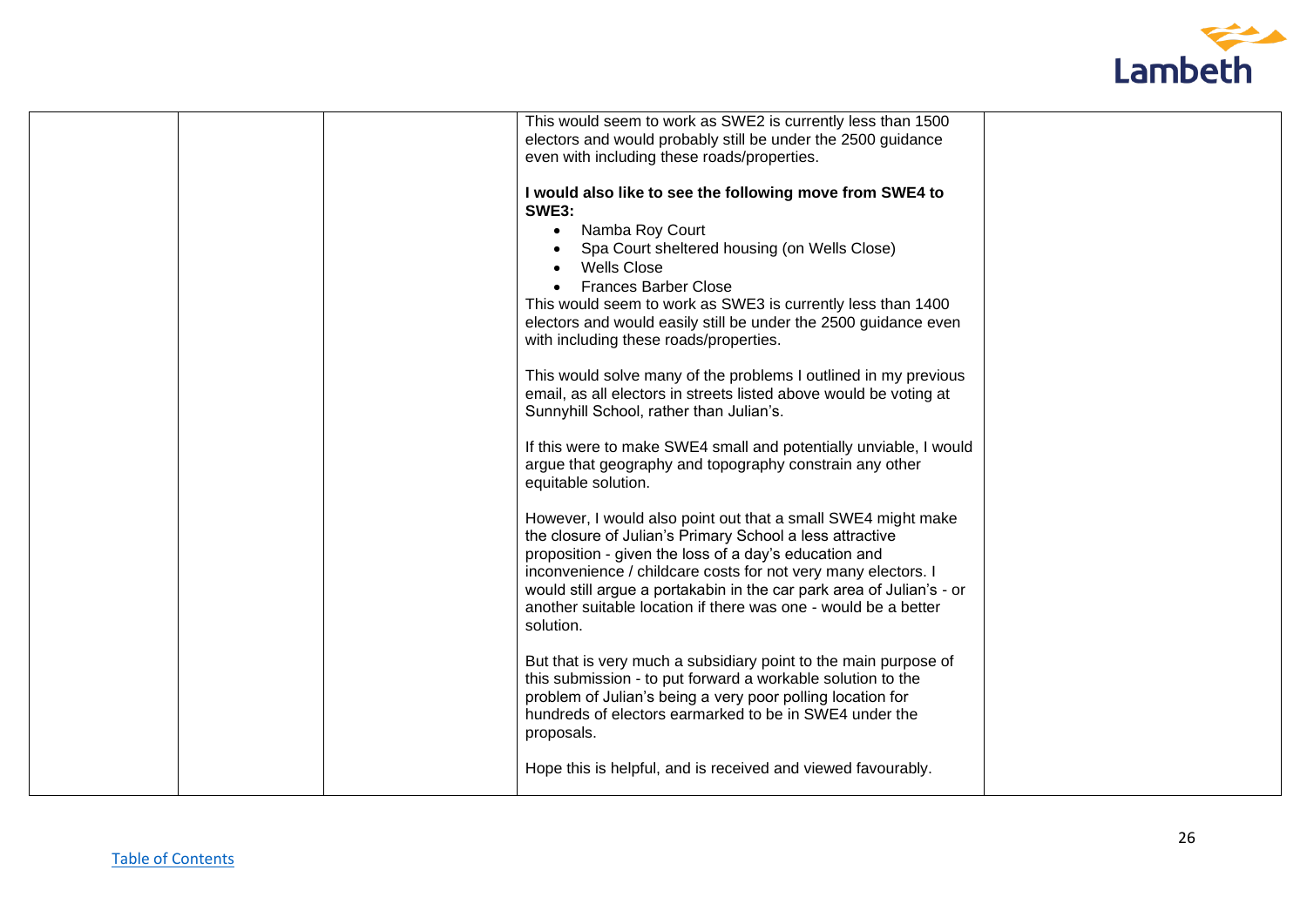| | | | | |
|---|---|---|---|---|
| | | | This would seem to work as SWE2 is currently less than 1500 electors and would probably still be under the 2500 guidance even with including these roads/properties.<br><br>**I would also like to see the following move from SWE4 to SWE3:**<br>• Namba Roy Court<br>• Spa Court sheltered housing (on Wells Close)<br>• Wells Close<br>• Frances Barber Close<br>This would seem to work as SWE3 is currently less than 1400 electors and would easily still be under the 2500 guidance even with including these roads/properties.<br><br>This would solve many of the problems I outlined in my previous email, as all electors in streets listed above would be voting at Sunnyhill School, rather than Julian's.<br><br>If this were to make SWE4 small and potentially unviable, I would argue that geography and topography constrain any other equitable solution.<br><br>However, I would also point out that a small SWE4 might make the closure of Julian's Primary School a less attractive proposition - given the loss of a day's education and inconvenience / childcare costs for not very many electors. I would still argue a portakabin in the car park area of Julian's - or another suitable location if there was one - would be a better solution.<br><br>But that is very much a subsidiary point to the main purpose of this submission - to put forward a workable solution to the problem of Julian's being a very poor polling location for hundreds of electors earmarked to be in SWE4 under the proposals.<br><br>Hope this is helpful, and is received and viewed favourably. | |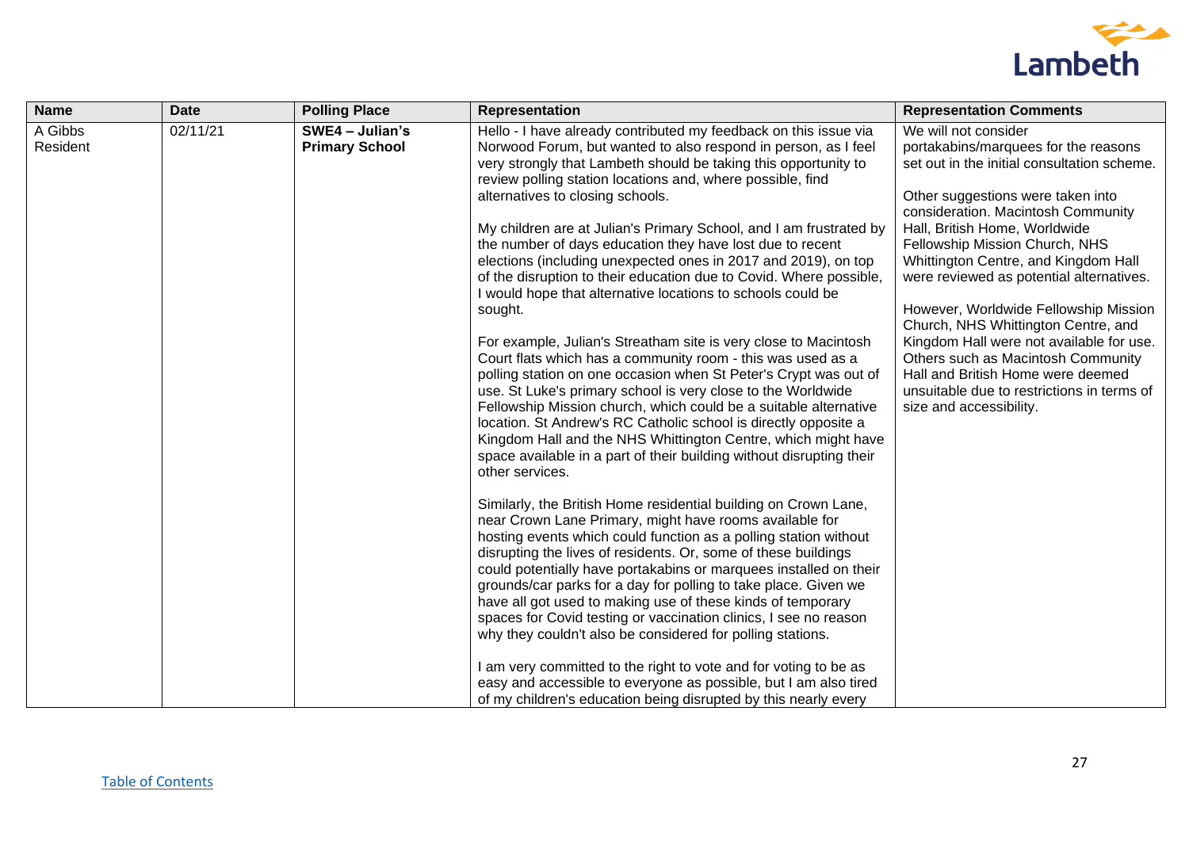| Name | Date | Polling Place | Representation | Representation Comments |
|---|---|---|---|---|
| A Gibbs Resident | 02/11/21 | **SWE4 – Julian's Primary School** | Hello - I have already contributed my feedback on this issue via Norwood Forum, but wanted to also respond in person, as I feel very strongly that Lambeth should be taking this opportunity to review polling station locations and, where possible, find alternatives to closing schools.<br><br>My children are at Julian's Primary School, and I am frustrated by the number of days education they have lost due to recent elections (including unexpected ones in 2017 and 2019), on top of the disruption to their education due to Covid. Where possible, I would hope that alternative locations to schools could be sought.<br><br>For example, Julian's Streatham site is very close to Macintosh Court flats which has a community room - this was used as a polling station on one occasion when St Peter's Crypt was out of use. St Luke's primary school is very close to the Worldwide Fellowship Mission church, which could be a suitable alternative location. St Andrew's RC Catholic school is directly opposite a Kingdom Hall and the NHS Whittington Centre, which might have space available in a part of their building without disrupting their other services.<br><br>Similarly, the British Home residential building on Crown Lane, near Crown Lane Primary, might have rooms available for hosting events which could function as a polling station without disrupting the lives of residents. Or, some of these buildings could potentially have portakabins or marquees installed on their grounds/car parks for a day for polling to take place. Given we have all got used to making use of these kinds of temporary spaces for Covid testing or vaccination clinics, I see no reason why they couldn't also be considered for polling stations.<br><br>I am very committed to the right to vote and for voting to be as easy and accessible to everyone as possible, but I am also tired of my children's education being disrupted by this nearly every | We will not consider portakabins/marquees for the reasons set out in the initial consultation scheme.<br><br>Other suggestions were taken into consideration. Macintosh Community Hall, British Home, Worldwide Fellowship Mission Church, NHS Whittington Centre, and Kingdom Hall were reviewed as potential alternatives.<br><br>However, Worldwide Fellowship Mission Church, NHS Whittington Centre, and Kingdom Hall were not available for use. Others such as Macintosh Community Hall and British Home were deemed unsuitable due to restrictions in terms of size and accessibility. |

[Table of Contents](#)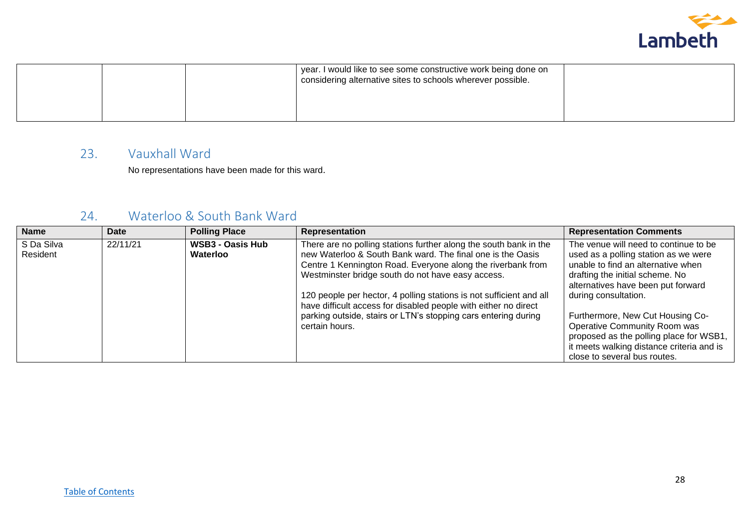| | | | year. I would like to see some constructive work being done on considering alternative sites to schools wherever possible. | |
|---|---|---|---|---|

## 23. Vauxhall Ward

No representations have been made for this ward.

## 24. Waterloo & South Bank Ward

| Name | Date | Polling Place | Representation | Representation Comments |
|---|---|---|---|---|
| S Da Silva Resident | 22/11/21 | **WSB3 - Oasis Hub Waterloo** | There are no polling stations further along the south bank in the new Waterloo & South Bank ward. The final one is the Oasis Centre 1 Kennington Road. Everyone along the riverbank from Westminster bridge south do not have easy access.<br><br>120 people per hector, 4 polling stations is not sufficient and all have difficult access for disabled people with either no direct parking outside, stairs or LTN's stopping cars entering during certain hours. | The venue will need to continue to be used as a polling station as we were unable to find an alternative when drafting the initial scheme. No alternatives have been put forward during consultation.<br><br>Furthermore, New Cut Housing Co-Operative Community Room was proposed as the polling place for WSB1, it meets walking distance criteria and is close to several bus routes. |

Table of Contents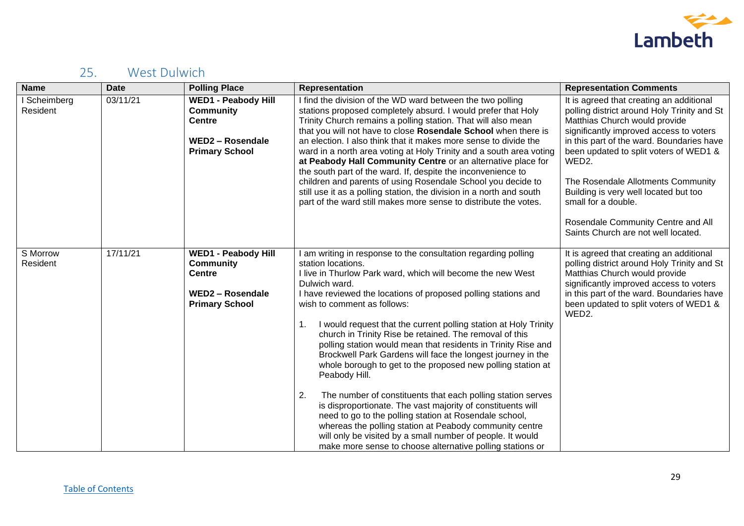## 25. West Dulwich

| Name | Date | Polling Place | Representation | Representation Comments |
|---|---|---|---|---|
| I Scheimberg Resident | 03/11/21 | **WED1 - Peabody Hill Community Centre**<br><br>**WED2 – Rosendale Primary School** | I find the division of the WD ward between the two polling stations proposed completely absurd. I would prefer that Holy Trinity Church remains a polling station. That will also mean that you will not have to close **Rosendale School** when there is an election. I also think that it makes more sense to divide the ward in a north area voting at Holy Trinity and a south area voting **at Peabody Hall Community Centre** or an alternative place for the south part of the ward. If, despite the inconvenience to children and parents of using Rosendale School you decide to still use it as a polling station, the division in a north and south part of the ward still makes more sense to distribute the votes. | It is agreed that creating an additional polling district around Holy Trinity and St Matthias Church would provide significantly improved access to voters in this part of the ward. Boundaries have been updated to split voters of WED1 & WED2.<br><br>The Rosendale Allotments Community Building is very well located but too small for a double.<br><br>Rosendale Community Centre and All Saints Church are not well located. |
| S Morrow Resident | 17/11/21 | **WED1 - Peabody Hill Community Centre**<br><br>**WED2 – Rosendale Primary School** | I am writing in response to the consultation regarding polling station locations.<br>I live in Thurlow Park ward, which will become the new West Dulwich ward.<br>I have reviewed the locations of proposed polling stations and wish to comment as follows:<br><br>1. I would request that the current polling station at Holy Trinity church in Trinity Rise be retained. The removal of this polling station would mean that residents in Trinity Rise and Brockwell Park Gardens will face the longest journey in the whole borough to get to the proposed new polling station at Peabody Hill.<br><br>2. The number of constituents that each polling station serves is disproportionate. The vast majority of constituents will need to go to the polling station at Rosendale school, whereas the polling station at Peabody community centre will only be visited by a small number of people. It would make more sense to choose alternative polling stations or | It is agreed that creating an additional polling district around Holy Trinity and St Matthias Church would provide significantly improved access to voters in this part of the ward. Boundaries have been updated to split voters of WED1 & WED2. |

[Table of Contents](#)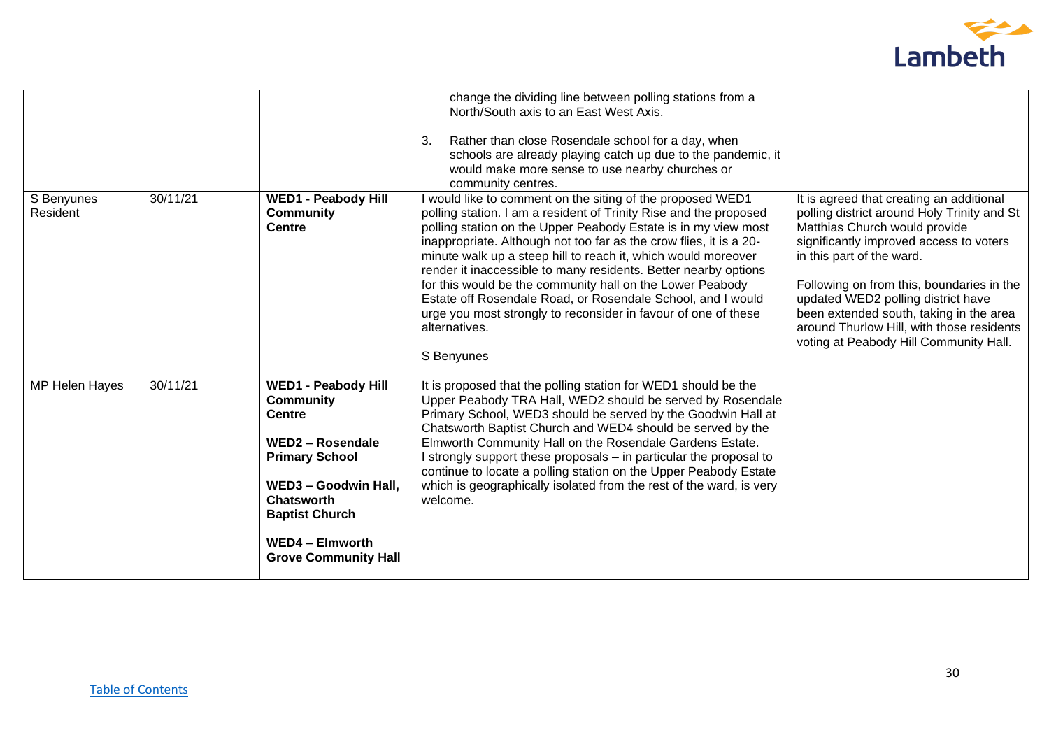| | | | | |
|---|---|---|---|---|
| | | | change the dividing line between polling stations from a North/South axis to an East West Axis.<br><br>3. Rather than close Rosendale school for a day, when schools are already playing catch up due to the pandemic, it would make more sense to use nearby churches or community centres. | |
| S Benyunes Resident | 30/11/21 | **WED1 - Peabody Hill Community Centre** | I would like to comment on the siting of the proposed WED1 polling station. I am a resident of Trinity Rise and the proposed polling station on the Upper Peabody Estate is in my view most inappropriate. Although not too far as the crow flies, it is a 20-minute walk up a steep hill to reach it, which would moreover render it inaccessible to many residents. Better nearby options for this would be the community hall on the Lower Peabody Estate off Rosendale Road, or Rosendale School, and I would urge you most strongly to reconsider in favour of one of these alternatives.<br><br>S Benyunes | It is agreed that creating an additional polling district around Holy Trinity and St Matthias Church would provide significantly improved access to voters in this part of the ward.<br><br>Following on from this, boundaries in the updated WED2 polling district have been extended south, taking in the area around Thurlow Hill, with those residents voting at Peabody Hill Community Hall. |
| MP Helen Hayes | 30/11/21 | **WED1 - Peabody Hill Community Centre**<br><br>**WED2 – Rosendale Primary School**<br><br>**WED3 – Goodwin Hall, Chatsworth Baptist Church**<br><br>**WED4 – Elmworth Grove Community Hall** | It is proposed that the polling station for WED1 should be the Upper Peabody TRA Hall, WED2 should be served by Rosendale Primary School, WED3 should be served by the Goodwin Hall at Chatsworth Baptist Church and WED4 should be served by the Elmworth Community Hall on the Rosendale Gardens Estate.<br>I strongly support these proposals – in particular the proposal to continue to locate a polling station on the Upper Peabody Estate which is geographically isolated from the rest of the ward, is very welcome. | |

[Table of Contents](#)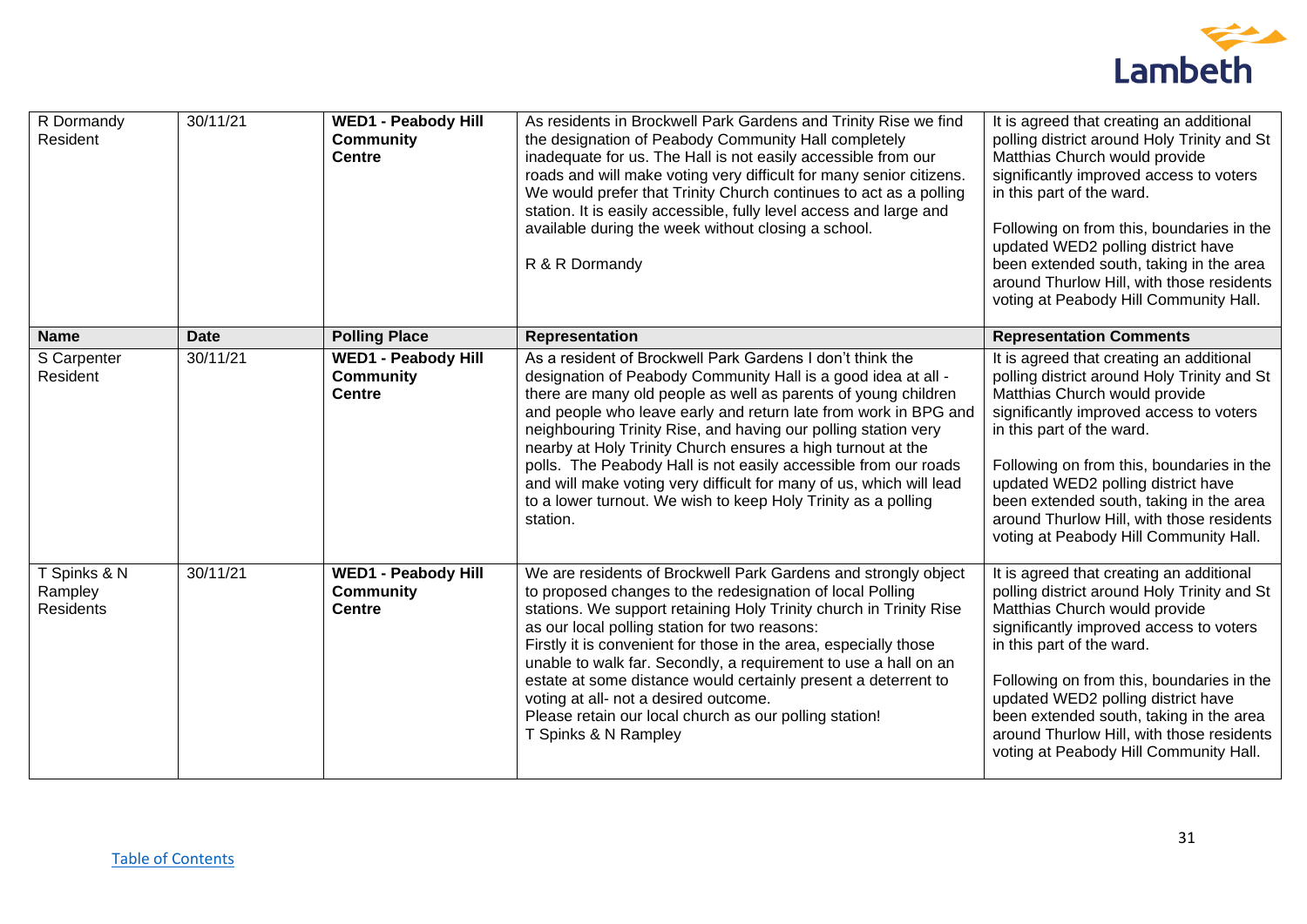| Name | Date | Polling Place | Representation | Representation Comments |
|---|---|---|---|---|
| R Dormandy Resident | 30/11/21 | **WED1 - Peabody Hill Community Centre** | As residents in Brockwell Park Gardens and Trinity Rise we find the designation of Peabody Community Hall completely inadequate for us. The Hall is not easily accessible from our roads and will make voting very difficult for many senior citizens. We would prefer that Trinity Church continues to act as a polling station. It is easily accessible, fully level access and large and available during the week without closing a school.<br><br>R & R Dormandy | It is agreed that creating an additional polling district around Holy Trinity and St Matthias Church would provide significantly improved access to voters in this part of the ward.<br><br>Following on from this, boundaries in the updated WED2 polling district have been extended south, taking in the area around Thurlow Hill, with those residents voting at Peabody Hill Community Hall. |
| S Carpenter Resident | 30/11/21 | **WED1 - Peabody Hill Community Centre** | As a resident of Brockwell Park Gardens I don't think the designation of Peabody Community Hall is a good idea at all - there are many old people as well as parents of young children and people who leave early and return late from work in BPG and neighbouring Trinity Rise, and having our polling station very nearby at Holy Trinity Church ensures a high turnout at the polls. The Peabody Hall is not easily accessible from our roads and will make voting very difficult for many of us, which will lead to a lower turnout. We wish to keep Holy Trinity as a polling station. | It is agreed that creating an additional polling district around Holy Trinity and St Matthias Church would provide significantly improved access to voters in this part of the ward.<br><br>Following on from this, boundaries in the updated WED2 polling district have been extended south, taking in the area around Thurlow Hill, with those residents voting at Peabody Hill Community Hall. |
| T Spinks & N Rampley Residents | 30/11/21 | **WED1 - Peabody Hill Community Centre** | We are residents of Brockwell Park Gardens and strongly object to proposed changes to the redesignation of local Polling stations. We support retaining Holy Trinity church in Trinity Rise as our local polling station for two reasons:<br>Firstly it is convenient for those in the area, especially those unable to walk far. Secondly, a requirement to use a hall on an estate at some distance would certainly present a deterrent to voting at all- not a desired outcome.<br>Please retain our local church as our polling station!<br>T Spinks & N Rampley | It is agreed that creating an additional polling district around Holy Trinity and St Matthias Church would provide significantly improved access to voters in this part of the ward.<br><br>Following on from this, boundaries in the updated WED2 polling district have been extended south, taking in the area around Thurlow Hill, with those residents voting at Peabody Hill Community Hall. |

Table of Contents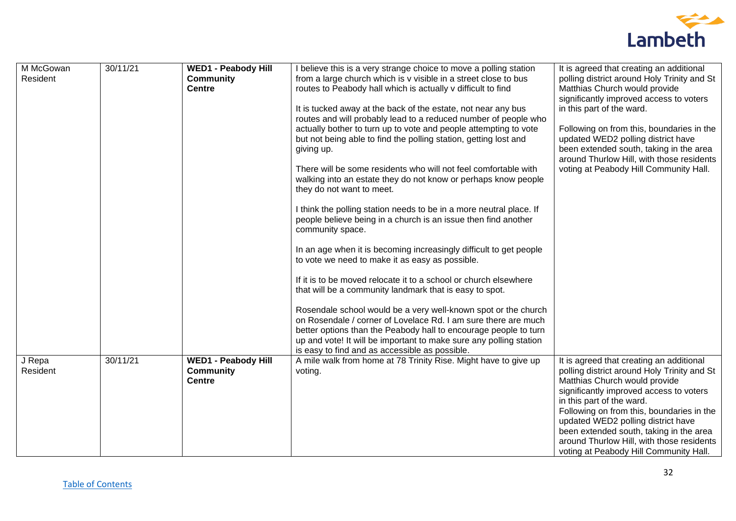| | | | | |
|---|---|---|---|---|
| M McGowan Resident | 30/11/21 | **WED1 - Peabody Hill Community Centre** | I believe this is a very strange choice to move a polling station from a large church which is v visible in a street close to bus routes to Peabody hall which is actually v difficult to find<br><br>It is tucked away at the back of the estate, not near any bus routes and will probably lead to a reduced number of people who actually bother to turn up to vote and people attempting to vote but not being able to find the polling station, getting lost and giving up.<br><br>There will be some residents who will not feel comfortable with walking into an estate they do not know or perhaps know people they do not want to meet.<br><br>I think the polling station needs to be in a more neutral place. If people believe being in a church is an issue then find another community space.<br><br>In an age when it is becoming increasingly difficult to get people to vote we need to make it as easy as possible.<br><br>If it is to be moved relocate it to a school or church elsewhere that will be a community landmark that is easy to spot.<br><br>Rosendale school would be a very well-known spot or the church on Rosendale / corner of Lovelace Rd. I am sure there are much better options than the Peabody hall to encourage people to turn up and vote! It will be important to make sure any polling station is easy to find and as accessible as possible. | It is agreed that creating an additional polling district around Holy Trinity and St Matthias Church would provide significantly improved access to voters in this part of the ward.<br><br>Following on from this, boundaries in the updated WED2 polling district have been extended south, taking in the area around Thurlow Hill, with those residents voting at Peabody Hill Community Hall. |
| J Repa Resident | 30/11/21 | **WED1 - Peabody Hill Community Centre** | A mile walk from home at 78 Trinity Rise. Might have to give up voting. | It is agreed that creating an additional polling district around Holy Trinity and St Matthias Church would provide significantly improved access to voters in this part of the ward.<br>Following on from this, boundaries in the updated WED2 polling district have been extended south, taking in the area around Thurlow Hill, with those residents voting at Peabody Hill Community Hall. |

[Table of Contents](#)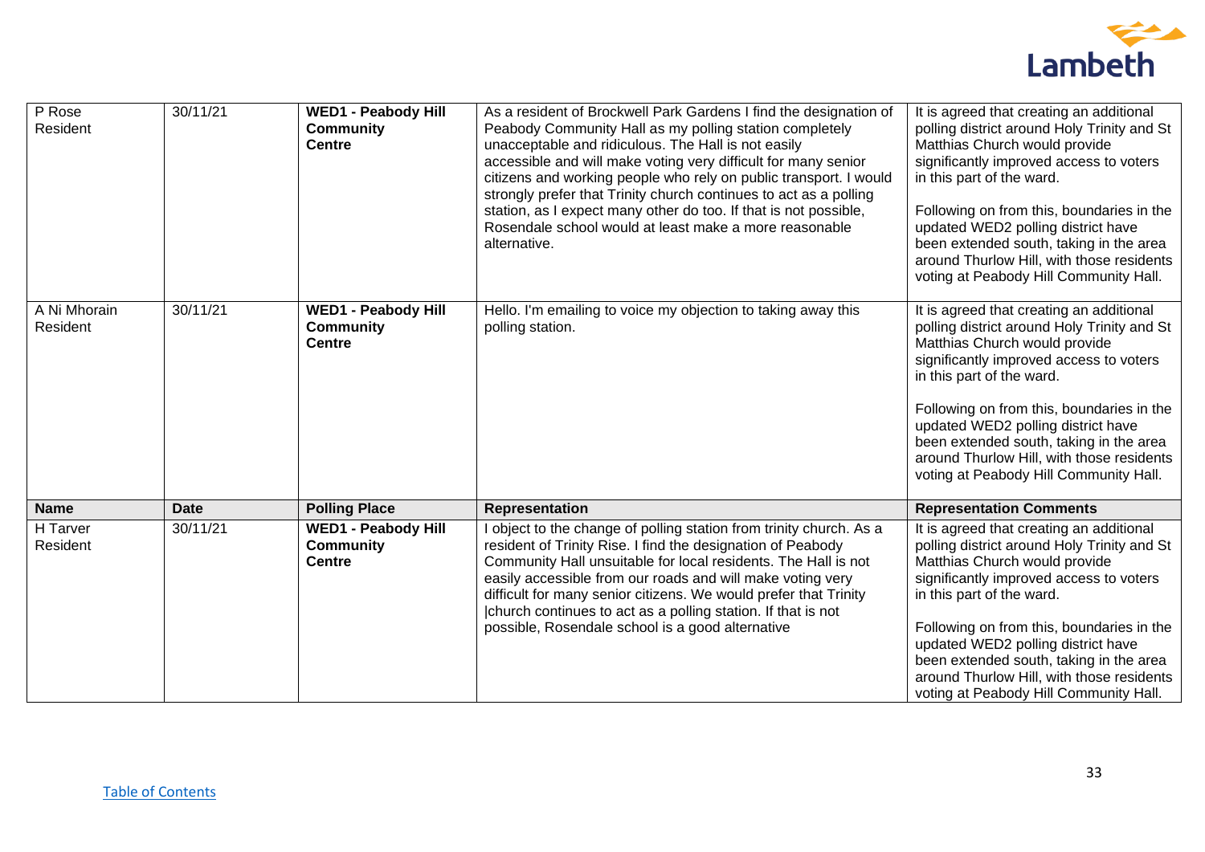| Name | Date | Polling Place | Representation | Representation Comments |
|---|---|---|---|---|
| P Rose Resident | 30/11/21 | **WED1 - Peabody Hill Community Centre** | As a resident of Brockwell Park Gardens I find the designation of Peabody Community Hall as my polling station completely unacceptable and ridiculous. The Hall is not easily accessible and will make voting very difficult for many senior citizens and working people who rely on public transport. I would strongly prefer that Trinity church continues to act as a polling station, as I expect many other do too. If that is not possible, Rosendale school would at least make a more reasonable alternative. | It is agreed that creating an additional polling district around Holy Trinity and St Matthias Church would provide significantly improved access to voters in this part of the ward.<br><br>Following on from this, boundaries in the updated WED2 polling district have been extended south, taking in the area around Thurlow Hill, with those residents voting at Peabody Hill Community Hall. |
| A Ni Mhorain Resident | 30/11/21 | **WED1 - Peabody Hill Community Centre** | Hello. I'm emailing to voice my objection to taking away this polling station. | It is agreed that creating an additional polling district around Holy Trinity and St Matthias Church would provide significantly improved access to voters in this part of the ward.<br><br>Following on from this, boundaries in the updated WED2 polling district have been extended south, taking in the area around Thurlow Hill, with those residents voting at Peabody Hill Community Hall. |
| H Tarver Resident | 30/11/21 | **WED1 - Peabody Hill Community Centre** | I object to the change of polling station from trinity church. As a resident of Trinity Rise. I find the designation of Peabody Community Hall unsuitable for local residents. The Hall is not easily accessible from our roads and will make voting very difficult for many senior citizens. We would prefer that Trinity \|church continues to act as a polling station. If that is not possible, Rosendale school is a good alternative | It is agreed that creating an additional polling district around Holy Trinity and St Matthias Church would provide significantly improved access to voters in this part of the ward.<br><br>Following on from this, boundaries in the updated WED2 polling district have been extended south, taking in the area around Thurlow Hill, with those residents voting at Peabody Hill Community Hall. |

[Table of Contents](#)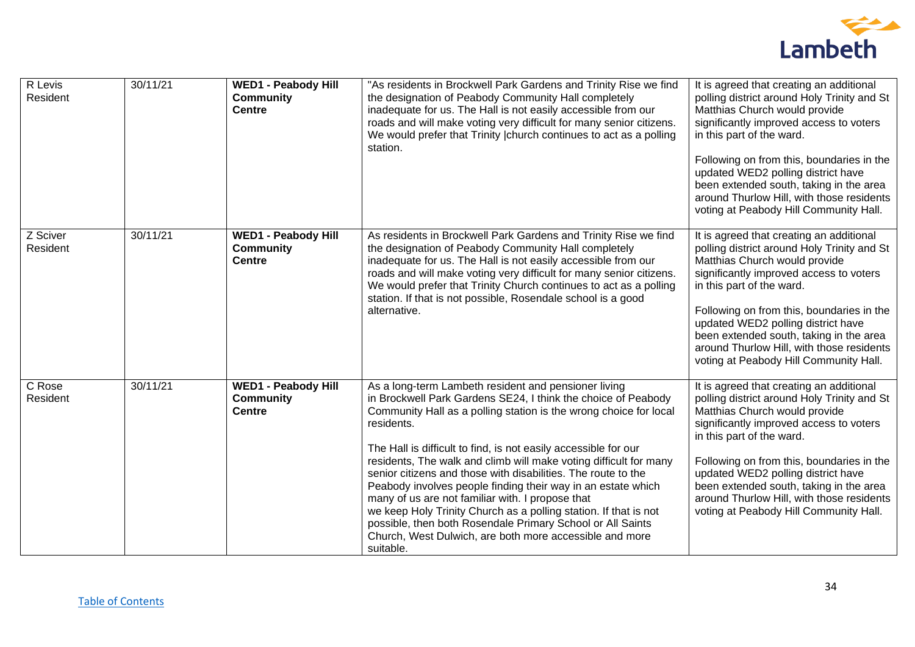| | | | | |
|---|---|---|---|---|
| R Levis<br>Resident | 30/11/21 | **WED1 - Peabody Hill Community Centre** | "As residents in Brockwell Park Gardens and Trinity Rise we find the designation of Peabody Community Hall completely inadequate for us. The Hall is not easily accessible from our roads and will make voting very difficult for many senior citizens. We would prefer that Trinity \|church continues to act as a polling station. | It is agreed that creating an additional polling district around Holy Trinity and St Matthias Church would provide significantly improved access to voters in this part of the ward.<br><br>Following on from this, boundaries in the updated WED2 polling district have been extended south, taking in the area around Thurlow Hill, with those residents voting at Peabody Hill Community Hall. |
| Z Sciver<br>Resident | 30/11/21 | **WED1 - Peabody Hill Community Centre** | As residents in Brockwell Park Gardens and Trinity Rise we find the designation of Peabody Community Hall completely inadequate for us. The Hall is not easily accessible from our roads and will make voting very difficult for many senior citizens. We would prefer that Trinity Church continues to act as a polling station. If that is not possible, Rosendale school is a good alternative. | It is agreed that creating an additional polling district around Holy Trinity and St Matthias Church would provide significantly improved access to voters in this part of the ward.<br><br>Following on from this, boundaries in the updated WED2 polling district have been extended south, taking in the area around Thurlow Hill, with those residents voting at Peabody Hill Community Hall. |
| C Rose<br>Resident | 30/11/21 | **WED1 - Peabody Hill Community Centre** | As a long-term Lambeth resident and pensioner living in Brockwell Park Gardens SE24, I think the choice of Peabody Community Hall as a polling station is the wrong choice for local residents.<br><br>The Hall is difficult to find, is not easily accessible for our residents, The walk and climb will make voting difficult for many senior citizens and those with disabilities. The route to the Peabody involves people finding their way in an estate which many of us are not familiar with. I propose that we keep Holy Trinity Church as a polling station. If that is not possible, then both Rosendale Primary School or All Saints Church, West Dulwich, are both more accessible and more suitable. | It is agreed that creating an additional polling district around Holy Trinity and St Matthias Church would provide significantly improved access to voters in this part of the ward.<br><br>Following on from this, boundaries in the updated WED2 polling district have been extended south, taking in the area around Thurlow Hill, with those residents voting at Peabody Hill Community Hall. |

Table of Contents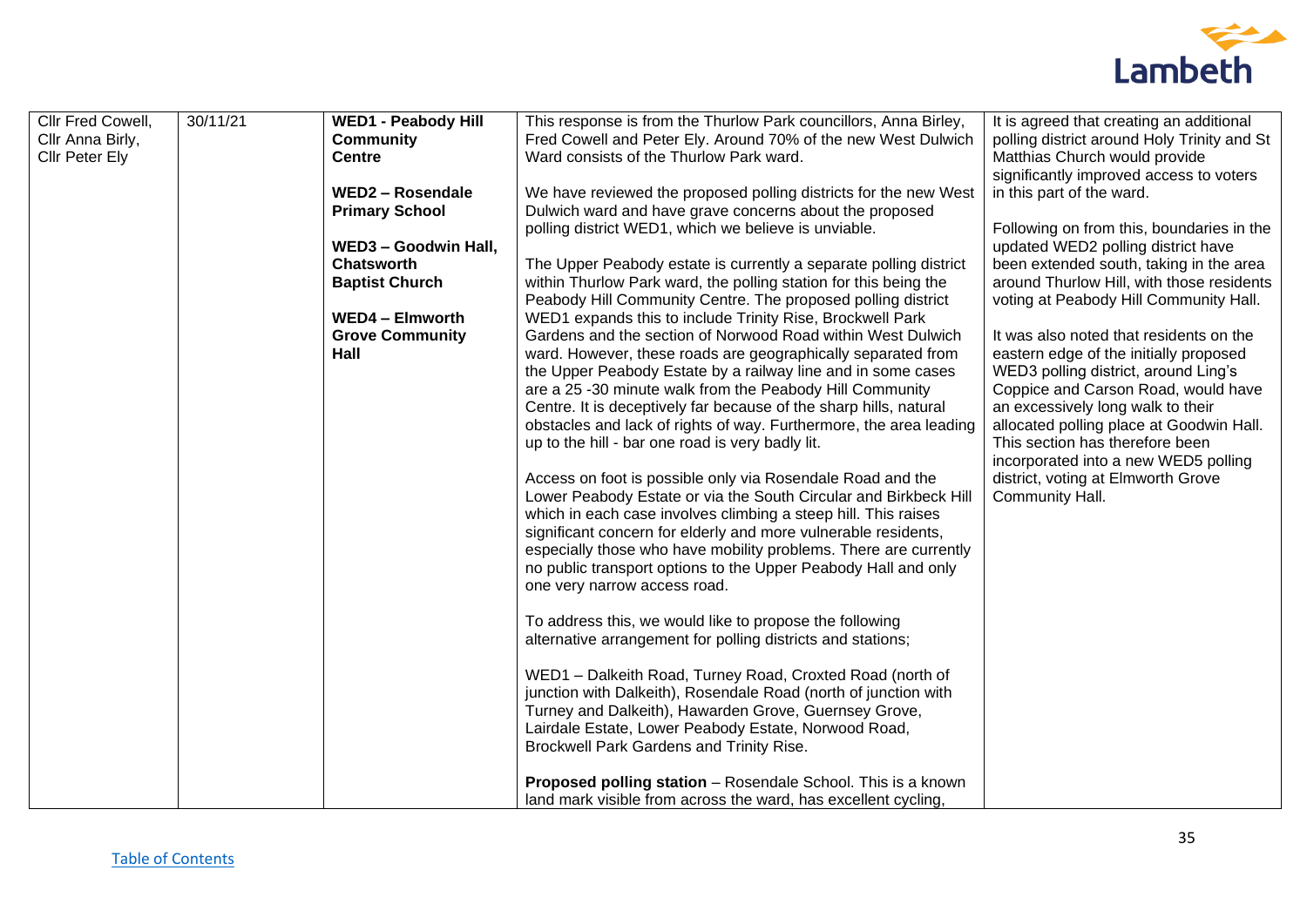| Cllr Fred Cowell, Cllr Anna Birly, Cllr Peter Ely | 30/11/21 | **WED1 - Peabody Hill Community Centre**<br><br>**WED2 – Rosendale Primary School**<br><br>**WED3 – Goodwin Hall, Chatsworth Baptist Church**<br><br>**WED4 – Elmworth Grove Community Hall** | This response is from the Thurlow Park councillors, Anna Birley, Fred Cowell and Peter Ely. Around 70% of the new West Dulwich Ward consists of the Thurlow Park ward.<br><br>We have reviewed the proposed polling districts for the new West Dulwich ward and have grave concerns about the proposed polling district WED1, which we believe is unviable.<br><br>The Upper Peabody estate is currently a separate polling district within Thurlow Park ward, the polling station for this being the Peabody Hill Community Centre. The proposed polling district WED1 expands this to include Trinity Rise, Brockwell Park Gardens and the section of Norwood Road within West Dulwich ward. However, these roads are geographically separated from the Upper Peabody Estate by a railway line and in some cases are a 25 -30 minute walk from the Peabody Hill Community Centre. It is deceptively far because of the sharp hills, natural obstacles and lack of rights of way. Furthermore, the area leading up to the hill - bar one road is very badly lit.<br><br>Access on foot is possible only via Rosendale Road and the Lower Peabody Estate or via the South Circular and Birkbeck Hill which in each case involves climbing a steep hill. This raises significant concern for elderly and more vulnerable residents, especially those who have mobility problems. There are currently no public transport options to the Upper Peabody Hall and only one very narrow access road.<br><br>To address this, we would like to propose the following alternative arrangement for polling districts and stations;<br><br>WED1 – Dalkeith Road, Turney Road, Croxted Road (north of junction with Dalkeith), Rosendale Road (north of junction with Turney and Dalkeith), Hawarden Grove, Guernsey Grove, Lairdale Estate, Lower Peabody Estate, Norwood Road, Brockwell Park Gardens and Trinity Rise.<br><br>**Proposed polling station** – Rosendale School. This is a known land mark visible from across the ward, has excellent cycling, | It is agreed that creating an additional polling district around Holy Trinity and St Matthias Church would provide significantly improved access to voters in this part of the ward.<br><br>Following on from this, boundaries in the updated WED2 polling district have been extended south, taking in the area around Thurlow Hill, with those residents voting at Peabody Hill Community Hall.<br><br>It was also noted that residents on the eastern edge of the initially proposed WED3 polling district, around Ling's Coppice and Carson Road, would have an excessively long walk to their allocated polling place at Goodwin Hall. This section has therefore been incorporated into a new WED5 polling district, voting at Elmworth Grove Community Hall. |

[Table of Contents]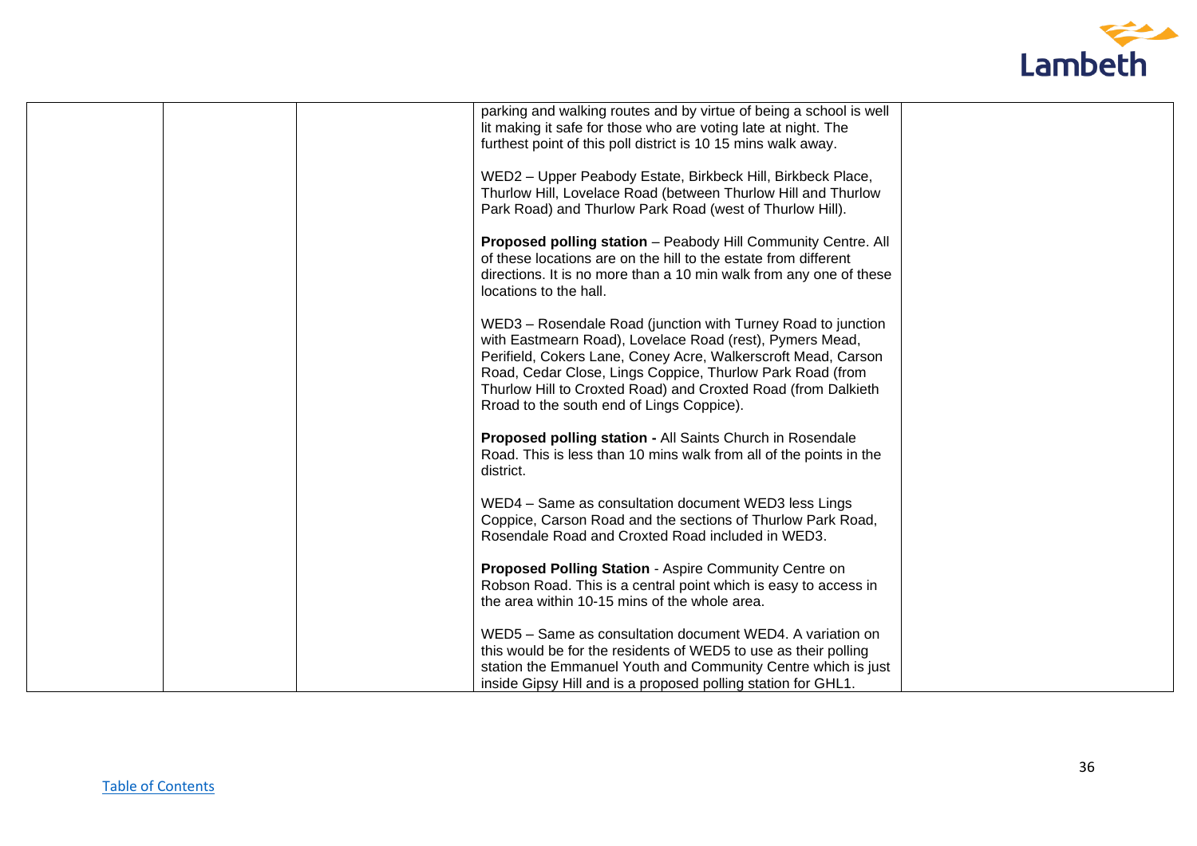| | | | | |
|---|---|---|---|---|
| | | | parking and walking routes and by virtue of being a school is well lit making it safe for those who are voting late at night. The furthest point of this poll district is 10 15 mins walk away.<br><br>WED2 – Upper Peabody Estate, Birkbeck Hill, Birkbeck Place, Thurlow Hill, Lovelace Road (between Thurlow Hill and Thurlow Park Road) and Thurlow Park Road (west of Thurlow Hill).<br><br>**Proposed polling station** – Peabody Hill Community Centre. All of these locations are on the hill to the estate from different directions. It is no more than a 10 min walk from any one of these locations to the hall.<br><br>WED3 – Rosendale Road (junction with Turney Road to junction with Eastmearn Road), Lovelace Road (rest), Pymers Mead, Perifield, Cokers Lane, Coney Acre, Walkerscroft Mead, Carson Road, Cedar Close, Lings Coppice, Thurlow Park Road (from Thurlow Hill to Croxted Road) and Croxted Road (from Dalkieth Rroad to the south end of Lings Coppice).<br><br>**Proposed polling station -** All Saints Church in Rosendale Road. This is less than 10 mins walk from all of the points in the district.<br><br>WED4 – Same as consultation document WED3 less Lings Coppice, Carson Road and the sections of Thurlow Park Road, Rosendale Road and Croxted Road included in WED3.<br><br>**Proposed Polling Station** - Aspire Community Centre on Robson Road. This is a central point which is easy to access in the area within 10-15 mins of the whole area.<br><br>WED5 – Same as consultation document WED4. A variation on this would be for the residents of WED5 to use as their polling station the Emmanuel Youth and Community Centre which is just inside Gipsy Hill and is a proposed polling station for GHL1. | |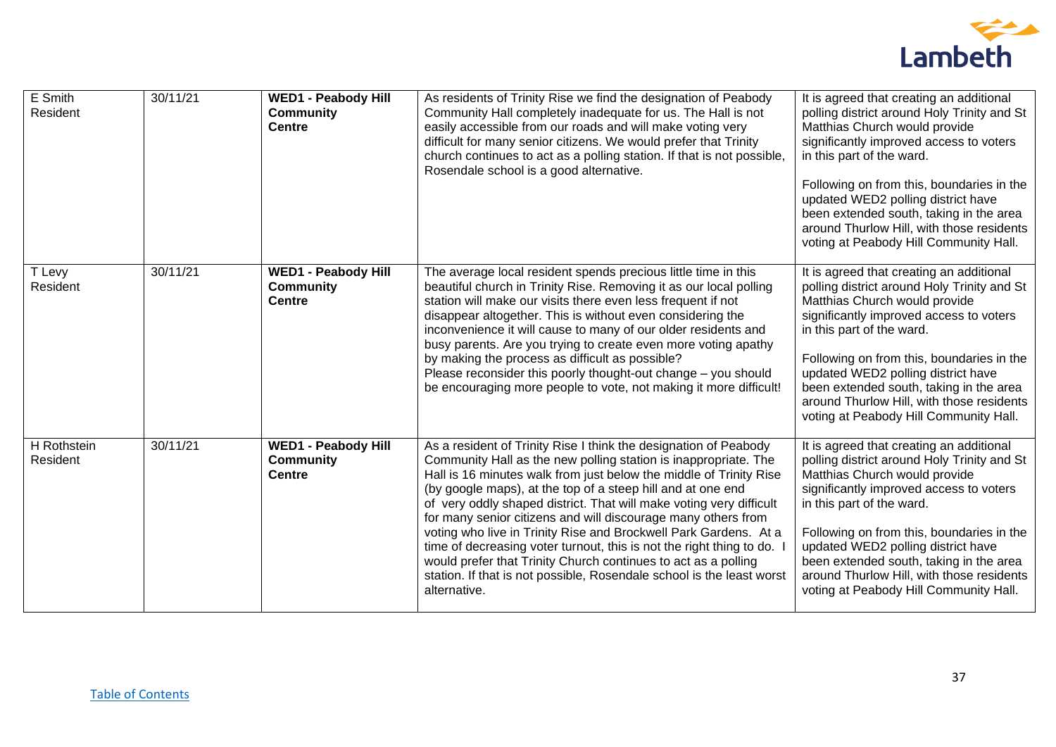| | | | | |
|---|---|---|---|---|
| E Smith Resident | 30/11/21 | **WED1 - Peabody Hill Community Centre** | As residents of Trinity Rise we find the designation of Peabody Community Hall completely inadequate for us. The Hall is not easily accessible from our roads and will make voting very difficult for many senior citizens. We would prefer that Trinity church continues to act as a polling station. If that is not possible, Rosendale school is a good alternative. | It is agreed that creating an additional polling district around Holy Trinity and St Matthias Church would provide significantly improved access to voters in this part of the ward.<br><br>Following on from this, boundaries in the updated WED2 polling district have been extended south, taking in the area around Thurlow Hill, with those residents voting at Peabody Hill Community Hall. |
| T Levy Resident | 30/11/21 | **WED1 - Peabody Hill Community Centre** | The average local resident spends precious little time in this beautiful church in Trinity Rise. Removing it as our local polling station will make our visits there even less frequent if not disappear altogether. This is without even considering the inconvenience it will cause to many of our older residents and busy parents. Are you trying to create even more voting apathy by making the process as difficult as possible?<br>Please reconsider this poorly thought-out change – you should be encouraging more people to vote, not making it more difficult! | It is agreed that creating an additional polling district around Holy Trinity and St Matthias Church would provide significantly improved access to voters in this part of the ward.<br><br>Following on from this, boundaries in the updated WED2 polling district have been extended south, taking in the area around Thurlow Hill, with those residents voting at Peabody Hill Community Hall. |
| H Rothstein Resident | 30/11/21 | **WED1 - Peabody Hill Community Centre** | As a resident of Trinity Rise I think the designation of Peabody Community Hall as the new polling station is inappropriate. The Hall is 16 minutes walk from just below the middle of Trinity Rise (by google maps), at the top of a steep hill and at one end of very oddly shaped district. That will make voting very difficult for many senior citizens and will discourage many others from voting who live in Trinity Rise and Brockwell Park Gardens. At a time of decreasing voter turnout, this is not the right thing to do. I would prefer that Trinity Church continues to act as a polling station. If that is not possible, Rosendale school is the least worst alternative. | It is agreed that creating an additional polling district around Holy Trinity and St Matthias Church would provide significantly improved access to voters in this part of the ward.<br><br>Following on from this, boundaries in the updated WED2 polling district have been extended south, taking in the area around Thurlow Hill, with those residents voting at Peabody Hill Community Hall. |

Table of Contents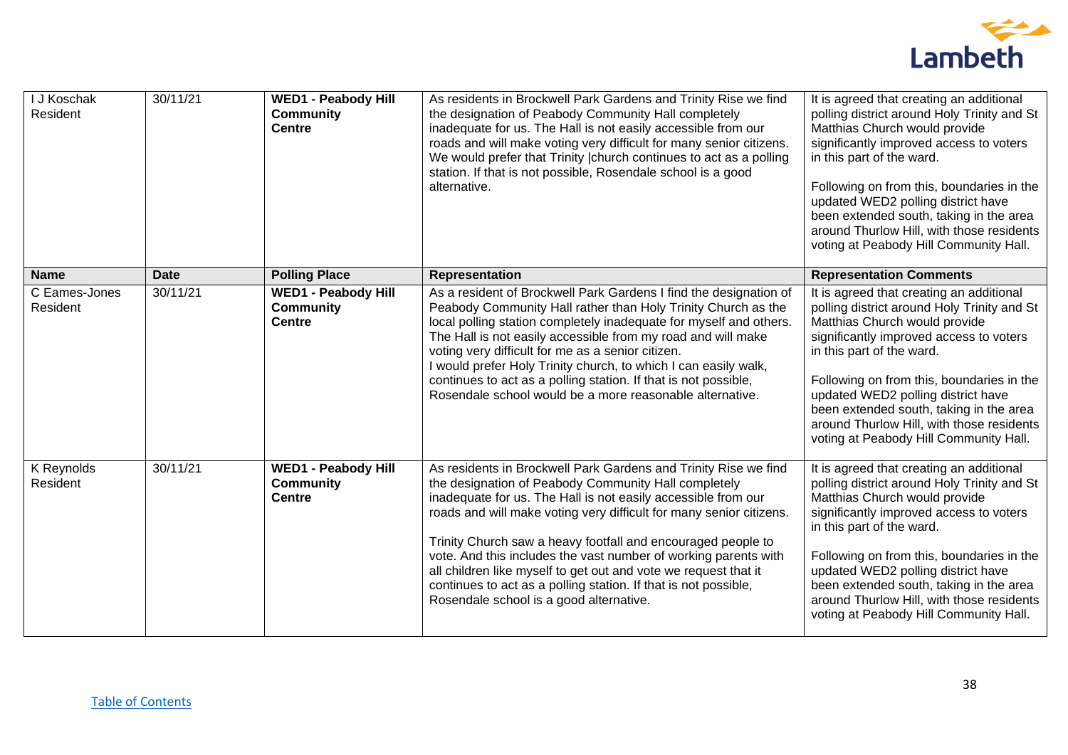| Name | Date | Polling Place | Representation | Representation Comments |
|---|---|---|---|---|
| I J Koschak Resident | 30/11/21 | **WED1 - Peabody Hill Community Centre** | As residents in Brockwell Park Gardens and Trinity Rise we find the designation of Peabody Community Hall completely inadequate for us. The Hall is not easily accessible from our roads and will make voting very difficult for many senior citizens. We would prefer that Trinity \|church continues to act as a polling station. If that is not possible, Rosendale school is a good alternative. | It is agreed that creating an additional polling district around Holy Trinity and St Matthias Church would provide significantly improved access to voters in this part of the ward.<br><br>Following on from this, boundaries in the updated WED2 polling district have been extended south, taking in the area around Thurlow Hill, with those residents voting at Peabody Hill Community Hall. |
| C Eames-Jones Resident | 30/11/21 | **WED1 - Peabody Hill Community Centre** | As a resident of Brockwell Park Gardens I find the designation of Peabody Community Hall rather than Holy Trinity Church as the local polling station completely inadequate for myself and others. The Hall is not easily accessible from my road and will make voting very difficult for me as a senior citizen.<br>I would prefer Holy Trinity church, to which I can easily walk, continues to act as a polling station. If that is not possible, Rosendale school would be a more reasonable alternative. | It is agreed that creating an additional polling district around Holy Trinity and St Matthias Church would provide significantly improved access to voters in this part of the ward.<br><br>Following on from this, boundaries in the updated WED2 polling district have been extended south, taking in the area around Thurlow Hill, with those residents voting at Peabody Hill Community Hall. |
| K Reynolds Resident | 30/11/21 | **WED1 - Peabody Hill Community Centre** | As residents in Brockwell Park Gardens and Trinity Rise we find the designation of Peabody Community Hall completely inadequate for us. The Hall is not easily accessible from our roads and will make voting very difficult for many senior citizens.<br><br>Trinity Church saw a heavy footfall and encouraged people to vote. And this includes the vast number of working parents with all children like myself to get out and vote we request that it continues to act as a polling station. If that is not possible, Rosendale school is a good alternative. | It is agreed that creating an additional polling district around Holy Trinity and St Matthias Church would provide significantly improved access to voters in this part of the ward.<br><br>Following on from this, boundaries in the updated WED2 polling district have been extended south, taking in the area around Thurlow Hill, with those residents voting at Peabody Hill Community Hall. |

Table of Contents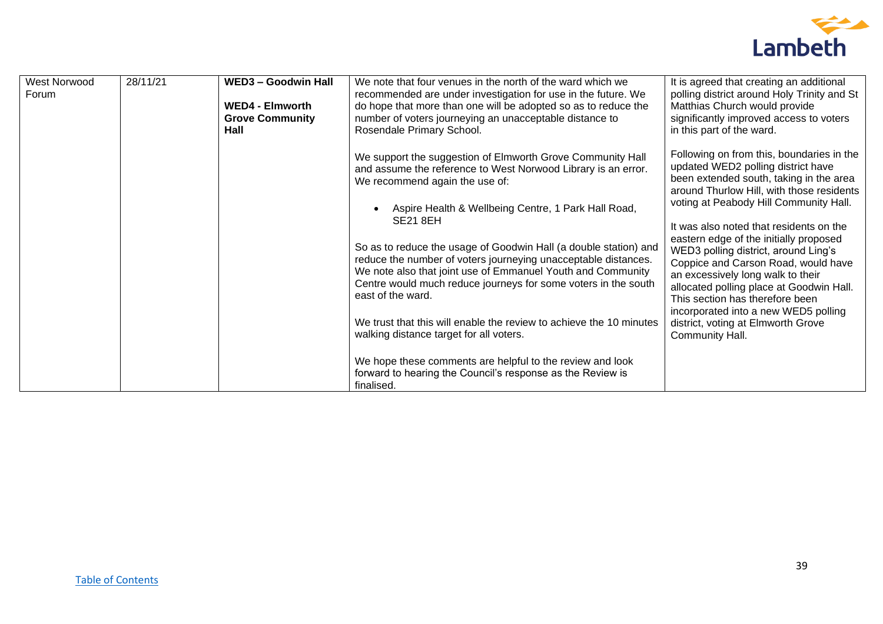| | | | | |
|---|---|---|---|---|
| West Norwood Forum | 28/11/21 | **WED3 – Goodwin Hall**<br><br>**WED4 - Elmworth Grove Community Hall** | We note that four venues in the north of the ward which we recommended are under investigation for use in the future. We do hope that more than one will be adopted so as to reduce the number of voters journeying an unacceptable distance to Rosendale Primary School.<br><br>We support the suggestion of Elmworth Grove Community Hall and assume the reference to West Norwood Library is an error. We recommend again the use of:<br><br>• Aspire Health & Wellbeing Centre, 1 Park Hall Road, SE21 8EH<br><br>So as to reduce the usage of Goodwin Hall (a double station) and reduce the number of voters journeying unacceptable distances. We note also that joint use of Emmanuel Youth and Community Centre would much reduce journeys for some voters in the south east of the ward.<br><br>We trust that this will enable the review to achieve the 10 minutes walking distance target for all voters.<br><br>We hope these comments are helpful to the review and look forward to hearing the Council's response as the Review is finalised. | It is agreed that creating an additional polling district around Holy Trinity and St Matthias Church would provide significantly improved access to voters in this part of the ward.<br><br>Following on from this, boundaries in the updated WED2 polling district have been extended south, taking in the area around Thurlow Hill, with those residents voting at Peabody Hill Community Hall.<br><br>It was also noted that residents on the eastern edge of the initially proposed WED3 polling district, around Ling's Coppice and Carson Road, would have an excessively long walk to their allocated polling place at Goodwin Hall. This section has therefore been incorporated into a new WED5 polling district, voting at Elmworth Grove Community Hall. |

Table of Contents